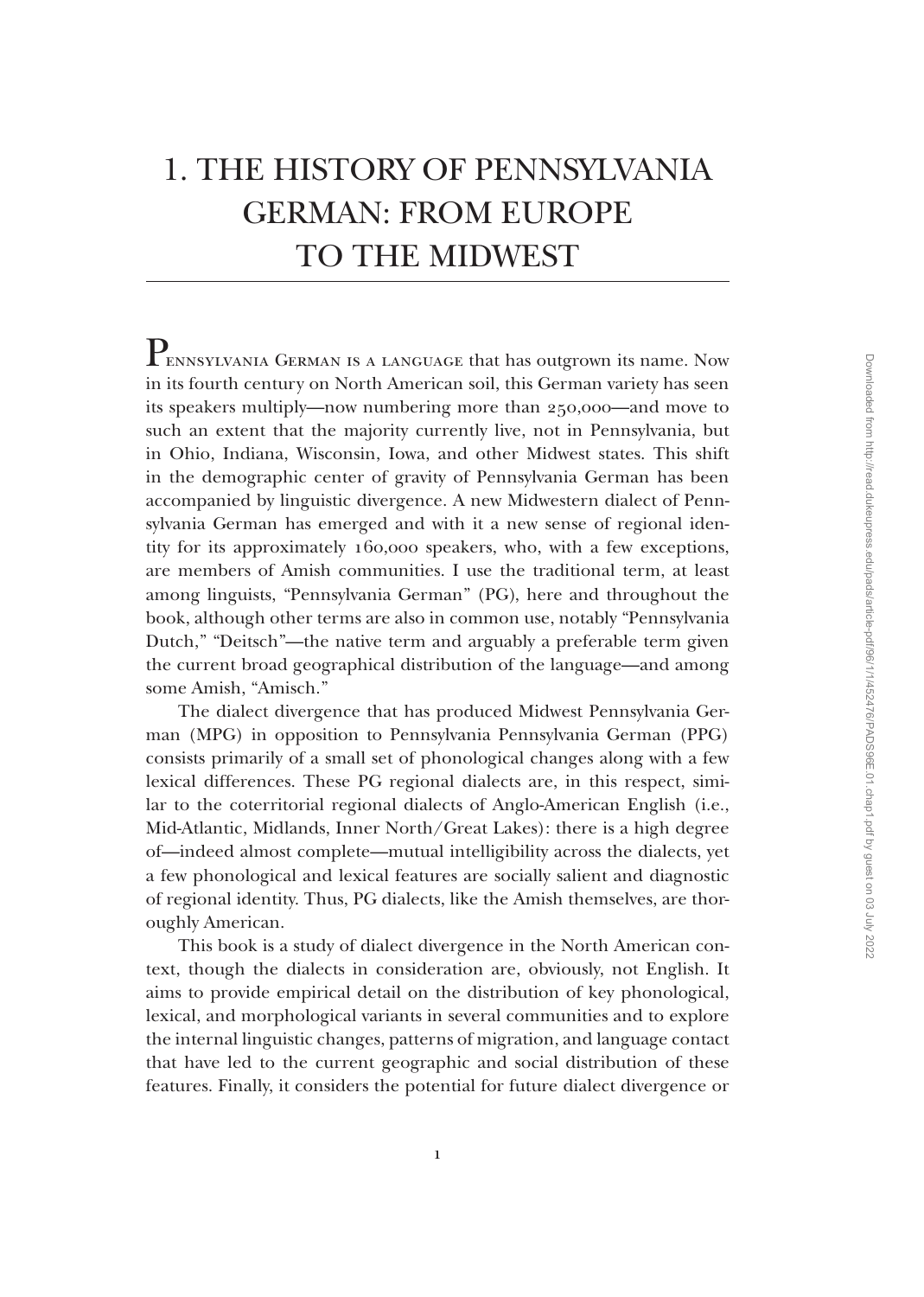# 1. THE HISTORY OF PENNSYLVANIA GERMAN: FROM EUROPE TO THE MIDWEST

Pennsylvania German is a language that has outgrown its name. Now in its fourth century on North American soil, this German variety has seen its speakers multiply—now numbering more than 250,000—and move to such an extent that the majority currently live, not in Pennsylvania, but in Ohio, Indiana, Wisconsin, Iowa, and other Midwest states. This shift in the demographic center of gravity of Pennsylvania German has been accompanied by linguistic divergence. A new Midwestern dialect of Pennsylvania German has emerged and with it a new sense of regional identity for its approximately 160,000 speakers, who, with a few exceptions, are members of Amish communities. I use the traditional term, at least among linguists, "Pennsylvania German" (PG), here and throughout the book, although other terms are also in common use, notably "Pennsylvania Dutch," "Deitsch"—the native term and arguably a preferable term given the current broad geographical distribution of the language—and among some Amish, "Amisch."

The dialect divergence that has produced Midwest Pennsylvania German (MPG) in opposition to Pennsylvania Pennsylvania German (PPG) consists primarily of a small set of phonological changes along with a few lexical differences. These PG regional dialects are, in this respect, similar to the coterritorial regional dialects of Anglo-American English (i.e., Mid-Atlantic, Midlands, Inner North/Great Lakes): there is a high degree of—indeed almost complete—mutual intelligibility across the dialects, yet a few phonological and lexical features are socially salient and diagnostic of regional identity. Thus, PG dialects, like the Amish themselves, are thoroughly American.

This book is a study of dialect divergence in the North American context, though the dialects in consideration are, obviously, not English. It aims to provide empirical detail on the distribution of key phonological, lexical, and morphological variants in several communities and to explore the internal linguistic changes, patterns of migration, and language contact that have led to the current geographic and social distribution of these features. Finally, it considers the potential for future dialect divergence or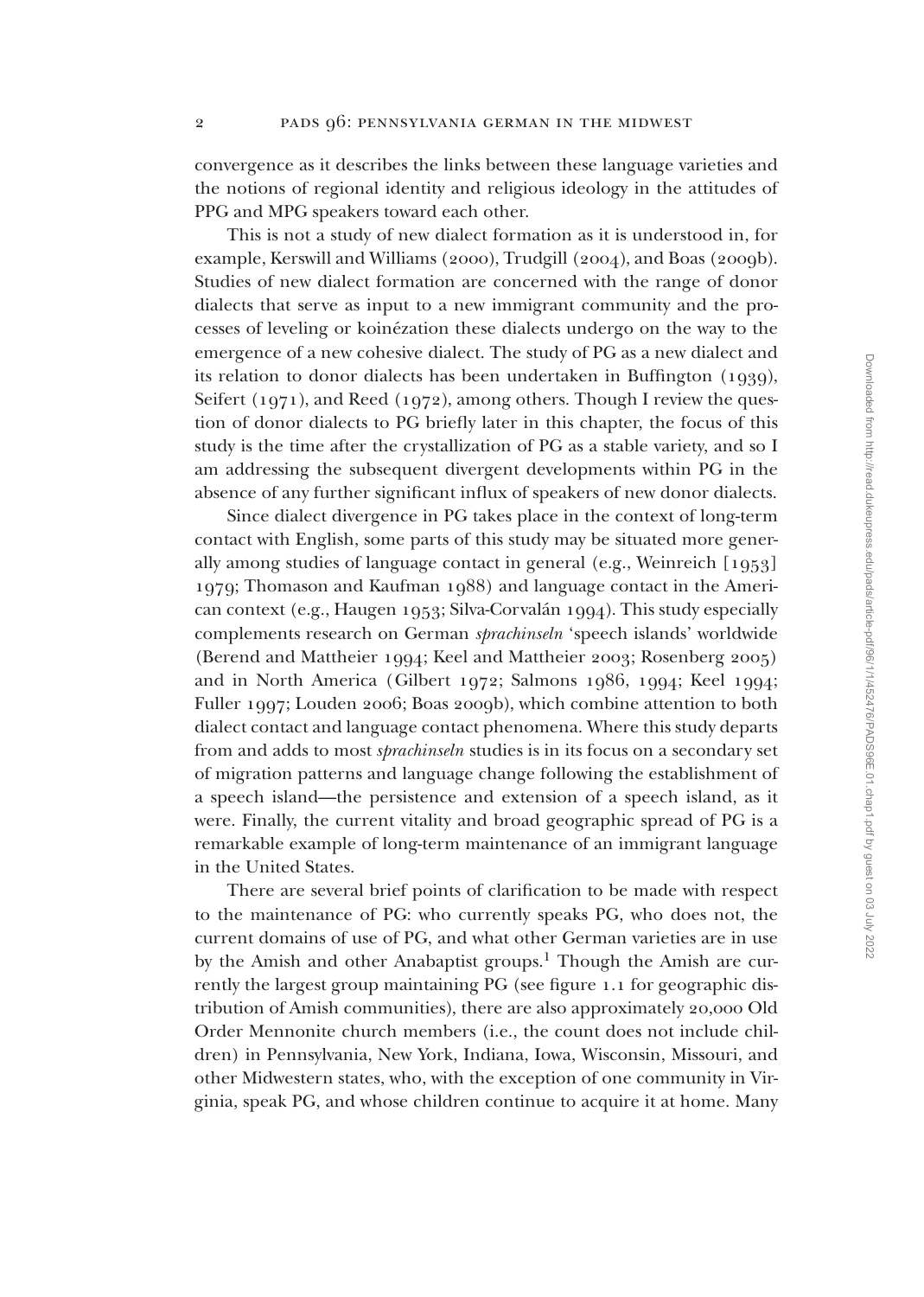convergence as it describes the links between these language varieties and the notions of regional identity and religious ideology in the attitudes of PPG and MPG speakers toward each other.

This is not a study of new dialect formation as it is understood in, for example, Kerswill and Williams (2000), Trudgill (2004), and Boas (2009b). Studies of new dialect formation are concerned with the range of donor dialects that serve as input to a new immigrant community and the processes of leveling or koinézation these dialects undergo on the way to the emergence of a new cohesive dialect. The study of PG as a new dialect and its relation to donor dialects has been undertaken in Buffington (1939), Seifert (1971), and Reed (1972), among others. Though I review the question of donor dialects to PG briefly later in this chapter, the focus of this study is the time after the crystallization of PG as a stable variety, and so I am addressing the subsequent divergent developments within PG in the absence of any further significant influx of speakers of new donor dialects.

Since dialect divergence in PG takes place in the context of long-term contact with English, some parts of this study may be situated more generally among studies of language contact in general (e.g., Weinreich [1953] 1979; Thomason and Kaufman 1988) and language contact in the American context (e.g., Haugen 1953; Silva-Corvalán 1994). This study especially complements research on German *sprachinseln* 'speech islands' worldwide (Berend and Mattheier 1994; Keel and Mattheier 2003; Rosenberg 2005) and in North America (Gilbert 1972; Salmons 1986, 1994; Keel 1994; Fuller 1997; Louden 2006; Boas 2009b), which combine attention to both dialect contact and language contact phenomena. Where this study departs from and adds to most *sprachinseln* studies is in its focus on a secondary set of migration patterns and language change following the establishment of a speech island—the persistence and extension of a speech island, as it were. Finally, the current vitality and broad geographic spread of PG is a remarkable example of long-term maintenance of an immigrant language in the United States.

There are several brief points of clarification to be made with respect to the maintenance of PG: who currently speaks PG, who does not, the current domains of use of PG, and what other German varieties are in use by the Amish and other Anabaptist groups.[1] Though the Amish are currently the largest group maintaining PG (see figure 1.1 for geographic distribution of Amish communities), there are also approximately 20,000 Old Order Mennonite church members (i.e., the count does not include children) in Pennsylvania, New York, Indiana, Iowa, Wisconsin, Missouri, and other Midwestern states, who, with the exception of one community in Virginia, speak PG, and whose children continue to acquire it at home. Many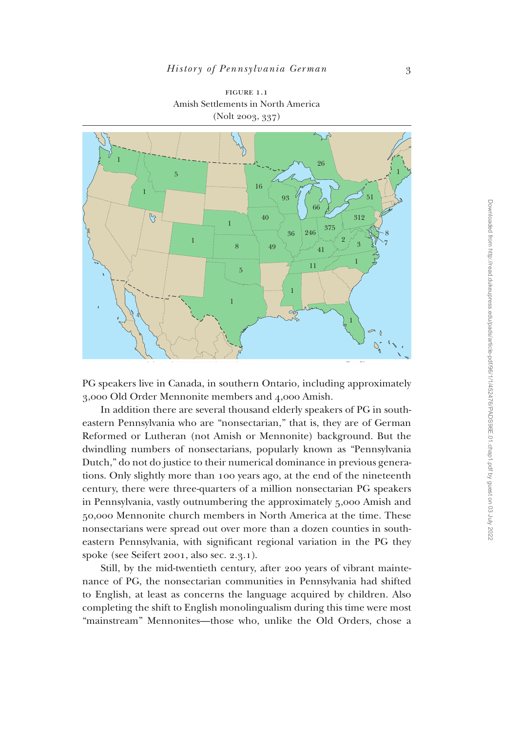FIGURE 1.1
Amish Settlements in North America
(Nolt 2003, 337)

PG speakers live in Canada, in southern Ontario, including approximately 3,000 Old Order Mennonite members and 4,000 Amish.

In addition there are several thousand elderly speakers of PG in southeastern Pennsylvania who are "nonsectarian," that is, they are of German Reformed or Lutheran (not Amish or Mennonite) background. But the dwindling numbers of nonsectarians, popularly known as "Pennsylvania Dutch," do not do justice to their numerical dominance in previous generations. Only slightly more than 100 years ago, at the end of the nineteenth century, there were three-quarters of a million nonsectarian PG speakers in Pennsylvania, vastly outnumbering the approximately 5,000 Amish and 50,000 Mennonite church members in North America at the time. These nonsectarians were spread out over more than a dozen counties in southeastern Pennsylvania, with significant regional variation in the PG they spoke (see Seifert 2001, also sec. 2.3.1).

Still, by the mid-twentieth century, after 200 years of vibrant maintenance of PG, the nonsectarian communities in Pennsylvania had shifted to English, at least as concerns the language acquired by children. Also completing the shift to English monolingualism during this time were most "mainstream" Mennonites—those who, unlike the Old Orders, chose a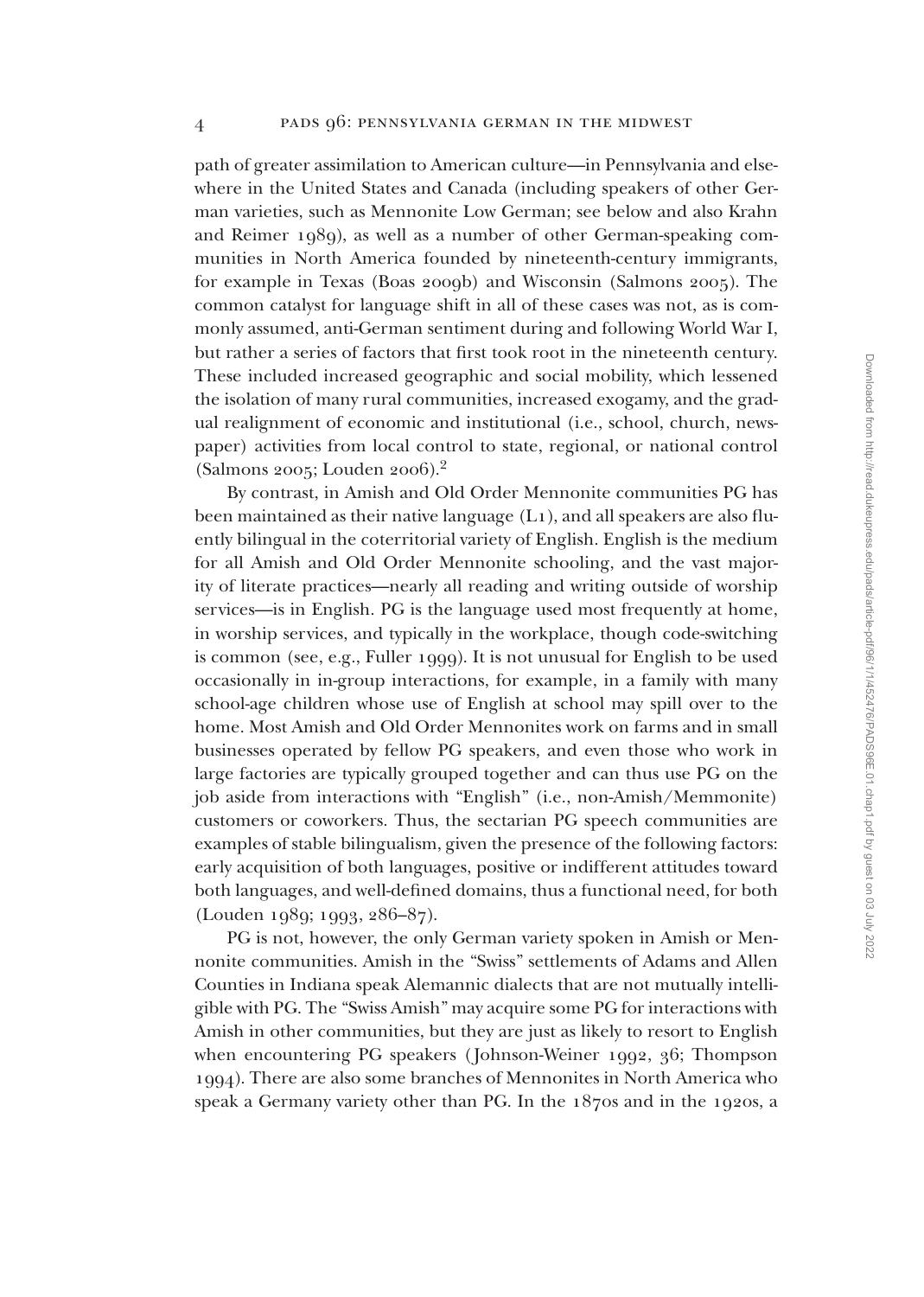path of greater assimilation to American culture—in Pennsylvania and elsewhere in the United States and Canada (including speakers of other German varieties, such as Mennonite Low German; see below and also Krahn and Reimer 1989), as well as a number of other German-speaking communities in North America founded by nineteenth-century immigrants, for example in Texas (Boas 2009b) and Wisconsin (Salmons 2005). The common catalyst for language shift in all of these cases was not, as is commonly assumed, anti-German sentiment during and following World War I, but rather a series of factors that first took root in the nineteenth century. These included increased geographic and social mobility, which lessened the isolation of many rural communities, increased exogamy, and the gradual realignment of economic and institutional (i.e., school, church, newspaper) activities from local control to state, regional, or national control (Salmons 2005; Louden 2006).[2]

By contrast, in Amish and Old Order Mennonite communities PG has been maintained as their native language (L1), and all speakers are also fluently bilingual in the coterritorial variety of English. English is the medium for all Amish and Old Order Mennonite schooling, and the vast majority of literate practices—nearly all reading and writing outside of worship services—is in English. PG is the language used most frequently at home, in worship services, and typically in the workplace, though code-switching is common (see, e.g., Fuller 1999). It is not unusual for English to be used occasionally in in-group interactions, for example, in a family with many school-age children whose use of English at school may spill over to the home. Most Amish and Old Order Mennonites work on farms and in small businesses operated by fellow PG speakers, and even those who work in large factories are typically grouped together and can thus use PG on the job aside from interactions with "English" (i.e., non-Amish/Memmonite) customers or coworkers. Thus, the sectarian PG speech communities are examples of stable bilingualism, given the presence of the following factors: early acquisition of both languages, positive or indifferent attitudes toward both languages, and well-defined domains, thus a functional need, for both (Louden 1989; 1993, 286–87).

PG is not, however, the only German variety spoken in Amish or Mennonite communities. Amish in the "Swiss" settlements of Adams and Allen Counties in Indiana speak Alemannic dialects that are not mutually intelligible with PG. The "Swiss Amish" may acquire some PG for interactions with Amish in other communities, but they are just as likely to resort to English when encountering PG speakers (Johnson-Weiner 1992, 36; Thompson 1994). There are also some branches of Mennonites in North America who speak a Germany variety other than PG. In the 1870s and in the 1920s, a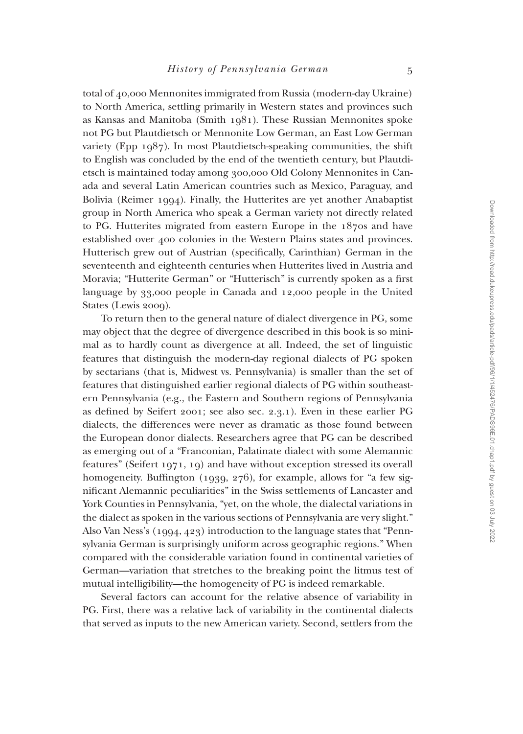total of 40,000 Mennonites immigrated from Russia (modern-day Ukraine) to North America, settling primarily in Western states and provinces such as Kansas and Manitoba (Smith 1981). These Russian Mennonites spoke not PG but Plautdietsch or Mennonite Low German, an East Low German variety (Epp 1987). In most Plautdietsch-speaking communities, the shift to English was concluded by the end of the twentieth century, but Plautdietsch is maintained today among 300,000 Old Colony Mennonites in Canada and several Latin American countries such as Mexico, Paraguay, and Bolivia (Reimer 1994). Finally, the Hutterites are yet another Anabaptist group in North America who speak a German variety not directly related to PG. Hutterites migrated from eastern Europe in the 1870s and have established over 400 colonies in the Western Plains states and provinces. Hutterisch grew out of Austrian (specifically, Carinthian) German in the seventeenth and eighteenth centuries when Hutterites lived in Austria and Moravia; "Hutterite German" or "Hutterisch" is currently spoken as a first language by 33,000 people in Canada and 12,000 people in the United States (Lewis 2009).

To return then to the general nature of dialect divergence in PG, some may object that the degree of divergence described in this book is so minimal as to hardly count as divergence at all. Indeed, the set of linguistic features that distinguish the modern-day regional dialects of PG spoken by sectarians (that is, Midwest vs. Pennsylvania) is smaller than the set of features that distinguished earlier regional dialects of PG within southeastern Pennsylvania (e.g., the Eastern and Southern regions of Pennsylvania as defined by Seifert 2001; see also sec. 2.3.1). Even in these earlier PG dialects, the differences were never as dramatic as those found between the European donor dialects. Researchers agree that PG can be described as emerging out of a "Franconian, Palatinate dialect with some Alemannic features" (Seifert 1971, 19) and have without exception stressed its overall homogeneity. Buffington (1939, 276), for example, allows for "a few significant Alemannic peculiarities" in the Swiss settlements of Lancaster and York Counties in Pennsylvania, "yet, on the whole, the dialectal variations in the dialect as spoken in the various sections of Pennsylvania are very slight." Also Van Ness's (1994, 423) introduction to the language states that "Pennsylvania German is surprisingly uniform across geographic regions." When compared with the considerable variation found in continental varieties of German—variation that stretches to the breaking point the litmus test of mutual intelligibility—the homogeneity of PG is indeed remarkable.

Several factors can account for the relative absence of variability in PG. First, there was a relative lack of variability in the continental dialects that served as inputs to the new American variety. Second, settlers from the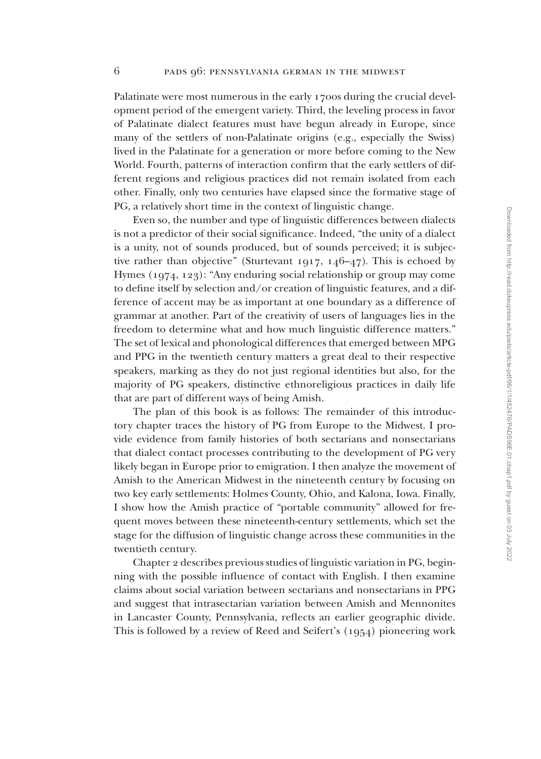Palatinate were most numerous in the early 1700s during the crucial development period of the emergent variety. Third, the leveling process in favor of Palatinate dialect features must have begun already in Europe, since many of the settlers of non-Palatinate origins (e.g., especially the Swiss) lived in the Palatinate for a generation or more before coming to the New World. Fourth, patterns of interaction confirm that the early settlers of different regions and religious practices did not remain isolated from each other. Finally, only two centuries have elapsed since the formative stage of PG, a relatively short time in the context of linguistic change.

Even so, the number and type of linguistic differences between dialects is not a predictor of their social significance. Indeed, "the unity of a dialect is a unity, not of sounds produced, but of sounds perceived; it is subjective rather than objective" (Sturtevant 1917, 146–47). This is echoed by Hymes (1974, 123): "Any enduring social relationship or group may come to define itself by selection and/or creation of linguistic features, and a difference of accent may be as important at one boundary as a difference of grammar at another. Part of the creativity of users of languages lies in the freedom to determine what and how much linguistic difference matters." The set of lexical and phonological differences that emerged between MPG and PPG in the twentieth century matters a great deal to their respective speakers, marking as they do not just regional identities but also, for the majority of PG speakers, distinctive ethnoreligious practices in daily life that are part of different ways of being Amish.

The plan of this book is as follows: The remainder of this introductory chapter traces the history of PG from Europe to the Midwest. I provide evidence from family histories of both sectarians and nonsectarians that dialect contact processes contributing to the development of PG very likely began in Europe prior to emigration. I then analyze the movement of Amish to the American Midwest in the nineteenth century by focusing on two key early settlements: Holmes County, Ohio, and Kalona, Iowa. Finally, I show how the Amish practice of "portable community" allowed for frequent moves between these nineteenth-century settlements, which set the stage for the diffusion of linguistic change across these communities in the twentieth century.

Chapter 2 describes previous studies of linguistic variation in PG, beginning with the possible influence of contact with English. I then examine claims about social variation between sectarians and nonsectarians in PPG and suggest that intrasectarian variation between Amish and Mennonites in Lancaster County, Pennsylvania, reflects an earlier geographic divide. This is followed by a review of Reed and Seifert's (1954) pioneering work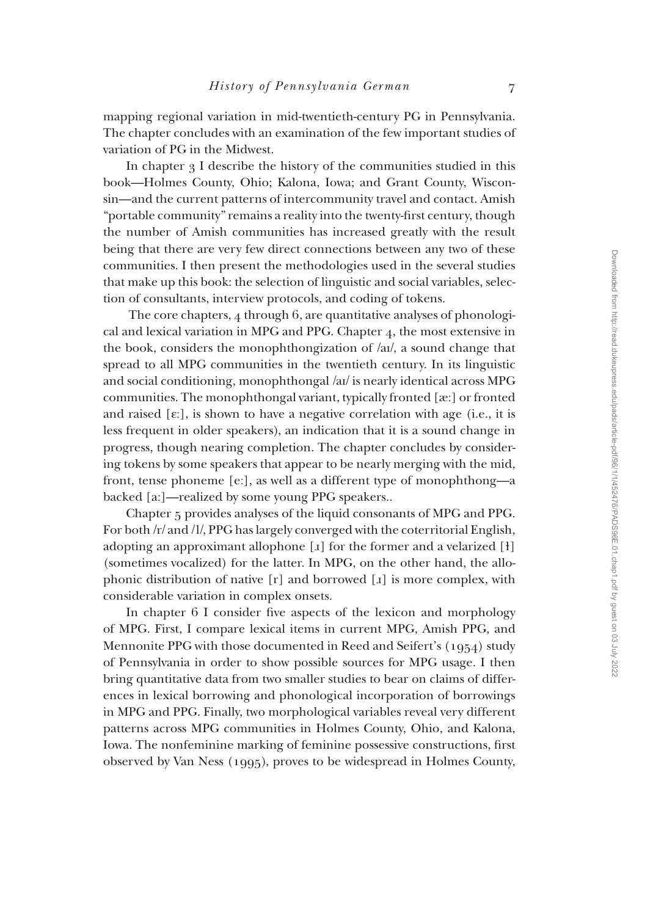mapping regional variation in mid-twentieth-century PG in Pennsylvania. The chapter concludes with an examination of the few important studies of variation of PG in the Midwest.

In chapter 3 I describe the history of the communities studied in this book—Holmes County, Ohio; Kalona, Iowa; and Grant County, Wisconsin—and the current patterns of intercommunity travel and contact. Amish "portable community" remains a reality into the twenty-first century, though the number of Amish communities has increased greatly with the result being that there are very few direct connections between any two of these communities. I then present the methodologies used in the several studies that make up this book: the selection of linguistic and social variables, selection of consultants, interview protocols, and coding of tokens.

The core chapters, 4 through 6, are quantitative analyses of phonological and lexical variation in MPG and PPG. Chapter 4, the most extensive in the book, considers the monophthongization of /aɪ/, a sound change that spread to all MPG communities in the twentieth century. In its linguistic and social conditioning, monophthongal /aɪ/ is nearly identical across MPG communities. The monophthongal variant, typically fronted [æː] or fronted and raised [ɛː], is shown to have a negative correlation with age (i.e., it is less frequent in older speakers), an indication that it is a sound change in progress, though nearing completion. The chapter concludes by considering tokens by some speakers that appear to be nearly merging with the mid, front, tense phoneme [eː], as well as a different type of monophthong—a backed [aː]—realized by some young PPG speakers..

Chapter 5 provides analyses of the liquid consonants of MPG and PPG. For both /r/ and /l/, PPG has largely converged with the coterritorial English, adopting an approximant allophone [ɹ] for the former and a velarized [ɫ] (sometimes vocalized) for the latter. In MPG, on the other hand, the allophonic distribution of native [r] and borrowed [ɹ] is more complex, with considerable variation in complex onsets.

In chapter 6 I consider five aspects of the lexicon and morphology of MPG. First, I compare lexical items in current MPG, Amish PPG, and Mennonite PPG with those documented in Reed and Seifert's (1954) study of Pennsylvania in order to show possible sources for MPG usage. I then bring quantitative data from two smaller studies to bear on claims of differences in lexical borrowing and phonological incorporation of borrowings in MPG and PPG. Finally, two morphological variables reveal very different patterns across MPG communities in Holmes County, Ohio, and Kalona, Iowa. The nonfeminine marking of feminine possessive constructions, first observed by Van Ness (1995), proves to be widespread in Holmes County,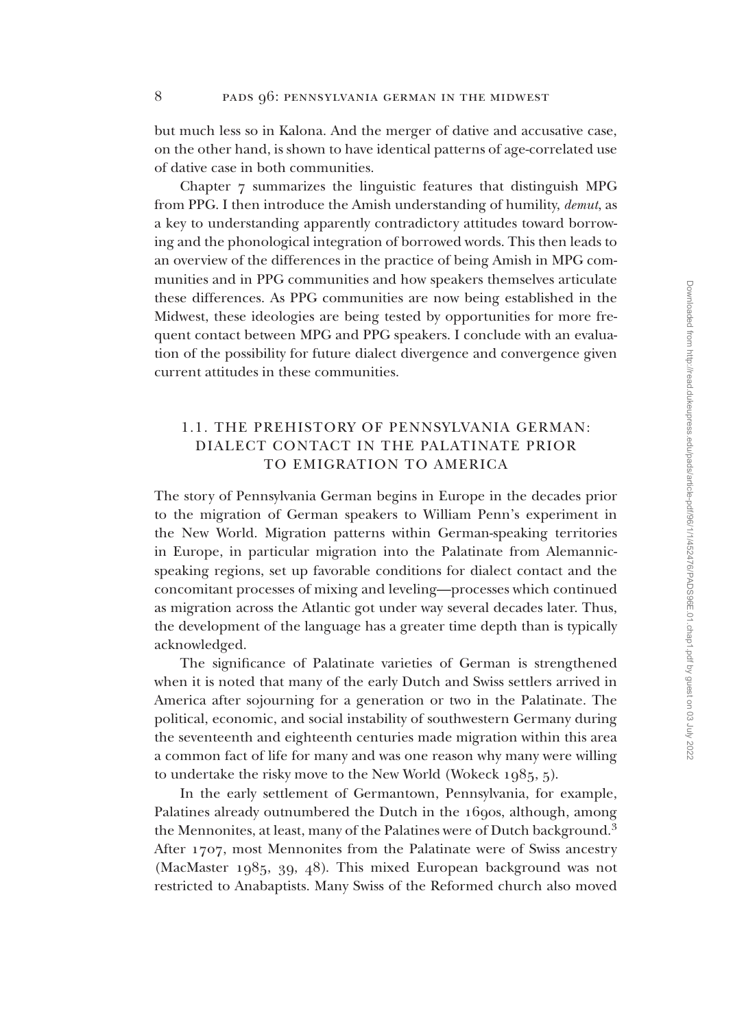but much less so in Kalona. And the merger of dative and accusative case, on the other hand, is shown to have identical patterns of age-correlated use of dative case in both communities.

Chapter 7 summarizes the linguistic features that distinguish MPG from PPG. I then introduce the Amish understanding of humility, *demut*, as a key to understanding apparently contradictory attitudes toward borrowing and the phonological integration of borrowed words. This then leads to an overview of the differences in the practice of being Amish in MPG communities and in PPG communities and how speakers themselves articulate these differences. As PPG communities are now being established in the Midwest, these ideologies are being tested by opportunities for more frequent contact between MPG and PPG speakers. I conclude with an evaluation of the possibility for future dialect divergence and convergence given current attitudes in these communities.

## 1.1. THE PREHISTORY OF PENNSYLVANIA GERMAN: DIALECT CONTACT IN THE PALATINATE PRIOR TO EMIGRATION TO AMERICA

The story of Pennsylvania German begins in Europe in the decades prior to the migration of German speakers to William Penn's experiment in the New World. Migration patterns within German-speaking territories in Europe, in particular migration into the Palatinate from Alemannic-speaking regions, set up favorable conditions for dialect contact and the concomitant processes of mixing and leveling—processes which continued as migration across the Atlantic got under way several decades later. Thus, the development of the language has a greater time depth than is typically acknowledged.

The significance of Palatinate varieties of German is strengthened when it is noted that many of the early Dutch and Swiss settlers arrived in America after sojourning for a generation or two in the Palatinate. The political, economic, and social instability of southwestern Germany during the seventeenth and eighteenth centuries made migration within this area a common fact of life for many and was one reason why many were willing to undertake the risky move to the New World (Wokeck 1985, 5).

In the early settlement of Germantown, Pennsylvania, for example, Palatines already outnumbered the Dutch in the 1690s, although, among the Mennonites, at least, many of the Palatines were of Dutch background.[3] After 1707, most Mennonites from the Palatinate were of Swiss ancestry (MacMaster 1985, 39, 48). This mixed European background was not restricted to Anabaptists. Many Swiss of the Reformed church also moved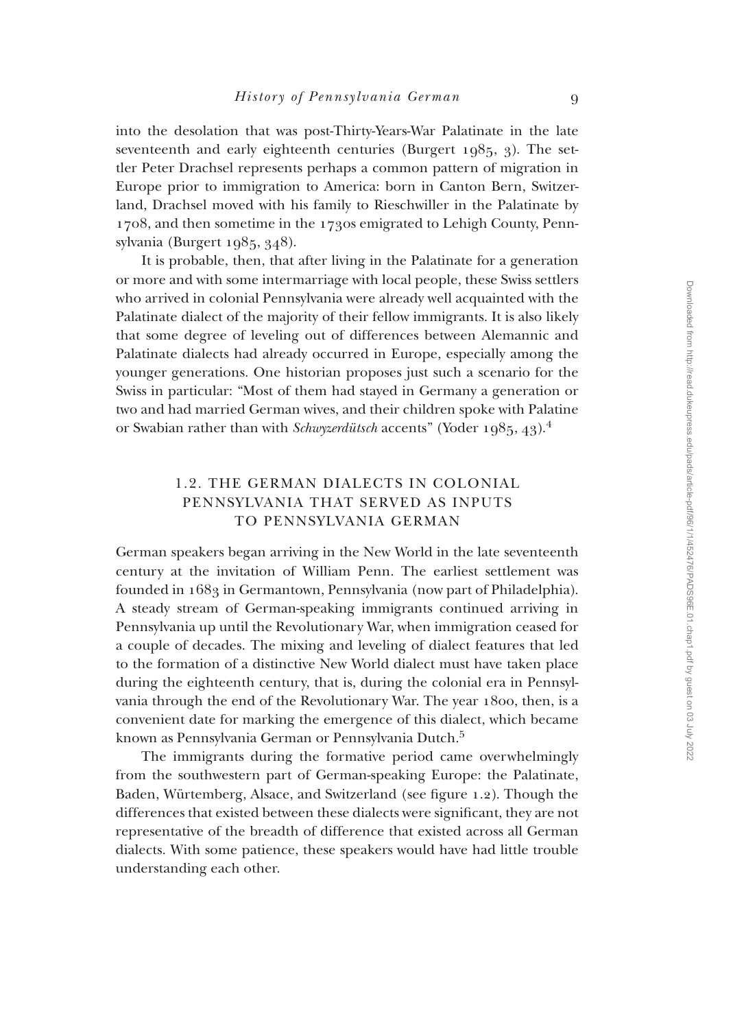into the desolation that was post-Thirty-Years-War Palatinate in the late seventeenth and early eighteenth centuries (Burgert 1985, 3). The settler Peter Drachsel represents perhaps a common pattern of migration in Europe prior to immigration to America: born in Canton Bern, Switzerland, Drachsel moved with his family to Rieschwiller in the Palatinate by 1708, and then sometime in the 1730s emigrated to Lehigh County, Pennsylvania (Burgert 1985, 348).

It is probable, then, that after living in the Palatinate for a generation or more and with some intermarriage with local people, these Swiss settlers who arrived in colonial Pennsylvania were already well acquainted with the Palatinate dialect of the majority of their fellow immigrants. It is also likely that some degree of leveling out of differences between Alemannic and Palatinate dialects had already occurred in Europe, especially among the younger generations. One historian proposes just such a scenario for the Swiss in particular: "Most of them had stayed in Germany a generation or two and had married German wives, and their children spoke with Palatine or Swabian rather than with *Schwyzerdütsch* accents" (Yoder 1985, 43).[4]

## 1.2. THE GERMAN DIALECTS IN COLONIAL PENNSYLVANIA THAT SERVED AS INPUTS TO PENNSYLVANIA GERMAN

German speakers began arriving in the New World in the late seventeenth century at the invitation of William Penn. The earliest settlement was founded in 1683 in Germantown, Pennsylvania (now part of Philadelphia). A steady stream of German-speaking immigrants continued arriving in Pennsylvania up until the Revolutionary War, when immigration ceased for a couple of decades. The mixing and leveling of dialect features that led to the formation of a distinctive New World dialect must have taken place during the eighteenth century, that is, during the colonial era in Pennsylvania through the end of the Revolutionary War. The year 1800, then, is a convenient date for marking the emergence of this dialect, which became known as Pennsylvania German or Pennsylvania Dutch.[5]

The immigrants during the formative period came overwhelmingly from the southwestern part of German-speaking Europe: the Palatinate, Baden, Würtemberg, Alsace, and Switzerland (see figure 1.2). Though the differences that existed between these dialects were significant, they are not representative of the breadth of difference that existed across all German dialects. With some patience, these speakers would have had little trouble understanding each other.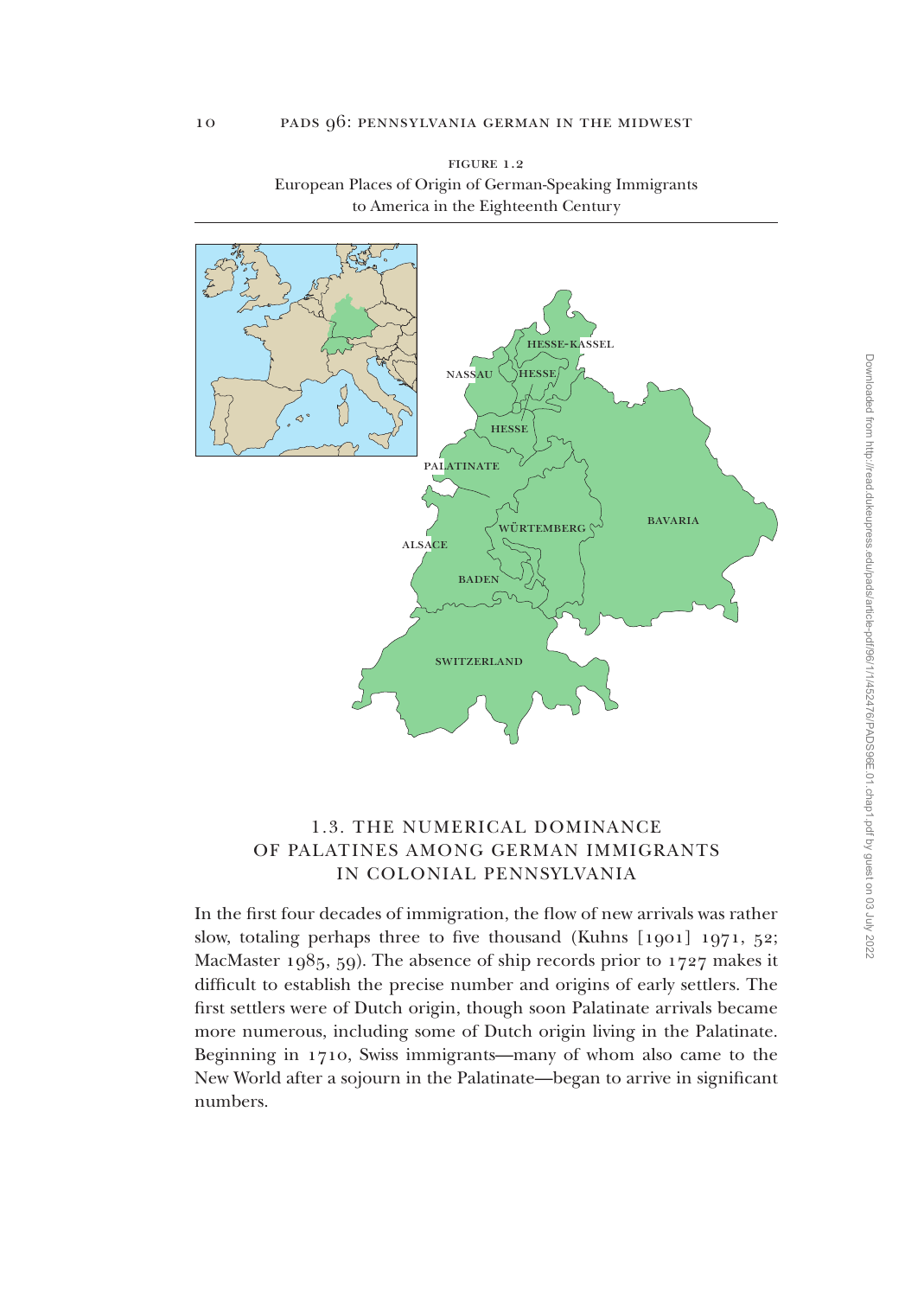FIGURE 1.2
European Places of Origin of German-Speaking Immigrants to America in the Eighteenth Century

## 1.3. THE NUMERICAL DOMINANCE OF PALATINES AMONG GERMAN IMMIGRANTS IN COLONIAL PENNSYLVANIA

In the first four decades of immigration, the flow of new arrivals was rather slow, totaling perhaps three to five thousand (Kuhns [1901] 1971, 52; MacMaster 1985, 59). The absence of ship records prior to 1727 makes it difficult to establish the precise number and origins of early settlers. The first settlers were of Dutch origin, though soon Palatinate arrivals became more numerous, including some of Dutch origin living in the Palatinate. Beginning in 1710, Swiss immigrants—many of whom also came to the New World after a sojourn in the Palatinate—began to arrive in significant numbers.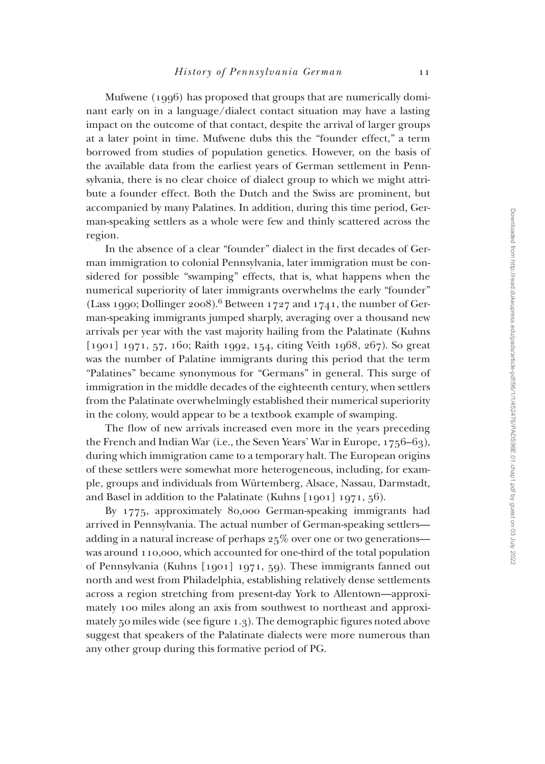Mufwene (1996) has proposed that groups that are numerically dominant early on in a language/dialect contact situation may have a lasting impact on the outcome of that contact, despite the arrival of larger groups at a later point in time. Mufwene dubs this the "founder effect," a term borrowed from studies of population genetics. However, on the basis of the available data from the earliest years of German settlement in Pennsylvania, there is no clear choice of dialect group to which we might attribute a founder effect. Both the Dutch and the Swiss are prominent, but accompanied by many Palatines. In addition, during this time period, German-speaking settlers as a whole were few and thinly scattered across the region.

In the absence of a clear "founder" dialect in the first decades of German immigration to colonial Pennsylvania, later immigration must be considered for possible "swamping" effects, that is, what happens when the numerical superiority of later immigrants overwhelms the early "founder" (Lass 1990; Dollinger 2008).[6] Between 1727 and 1741, the number of German-speaking immigrants jumped sharply, averaging over a thousand new arrivals per year with the vast majority hailing from the Palatinate (Kuhns [1901] 1971, 57, 160; Raith 1992, 154, citing Veith 1968, 267). So great was the number of Palatine immigrants during this period that the term "Palatines" became synonymous for "Germans" in general. This surge of immigration in the middle decades of the eighteenth century, when settlers from the Palatinate overwhelmingly established their numerical superiority in the colony, would appear to be a textbook example of swamping.

The flow of new arrivals increased even more in the years preceding the French and Indian War (i.e., the Seven Years' War in Europe, 1756–63), during which immigration came to a temporary halt. The European origins of these settlers were somewhat more heterogeneous, including, for example, groups and individuals from Würtemberg, Alsace, Nassau, Darmstadt, and Basel in addition to the Palatinate (Kuhns [1901] 1971, 56).

By 1775, approximately 80,000 German-speaking immigrants had arrived in Pennsylvania. The actual number of German-speaking settlers—adding in a natural increase of perhaps 25% over one or two generations—was around 110,000, which accounted for one-third of the total population of Pennsylvania (Kuhns [1901] 1971, 59). These immigrants fanned out north and west from Philadelphia, establishing relatively dense settlements across a region stretching from present-day York to Allentown—approximately 100 miles along an axis from southwest to northeast and approximately 50 miles wide (see figure 1.3). The demographic figures noted above suggest that speakers of the Palatinate dialects were more numerous than any other group during this formative period of PG.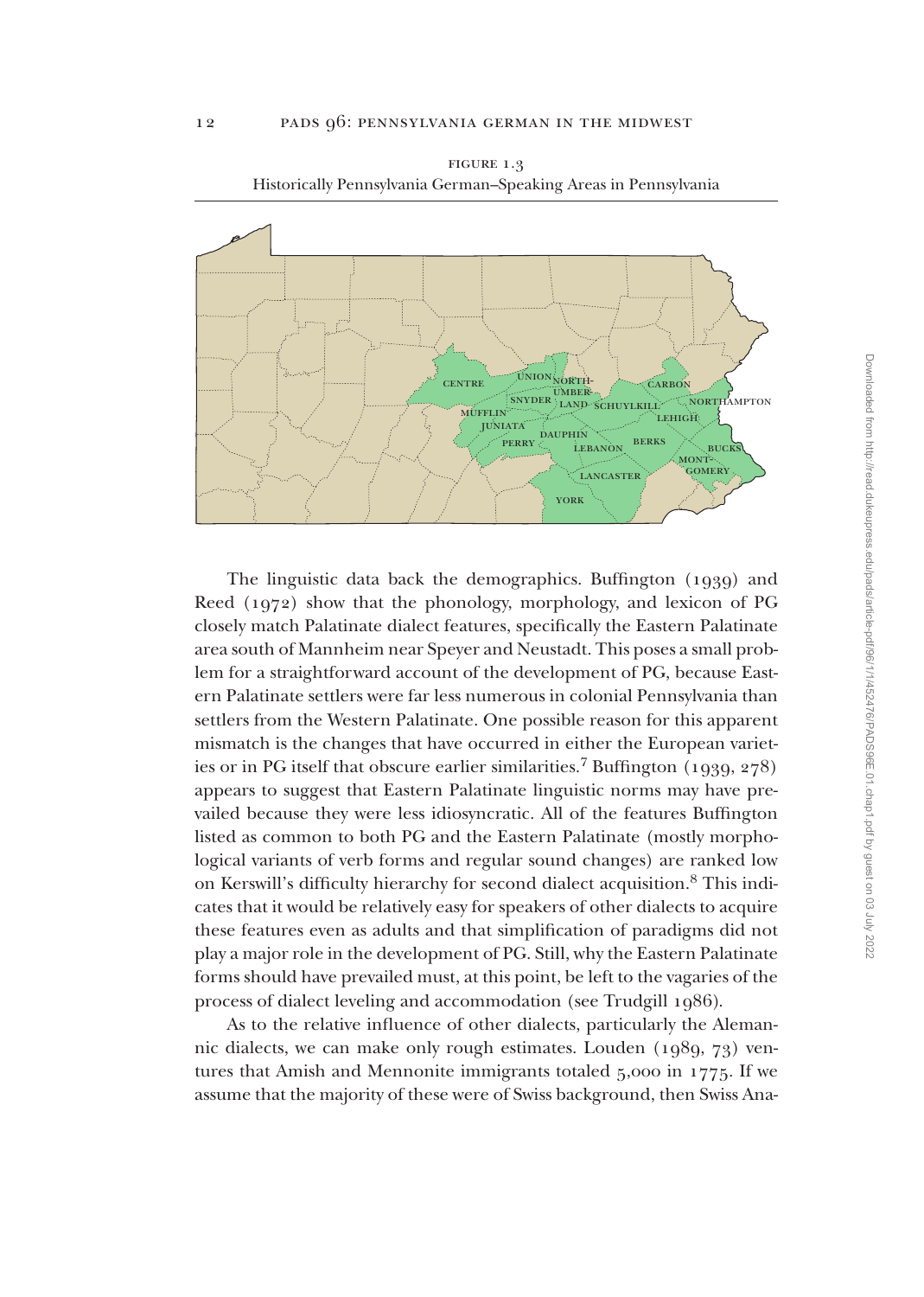Figure 1.3
Historically Pennsylvania German–Speaking Areas in Pennsylvania

The linguistic data back the demographics. Buffington (1939) and Reed (1972) show that the phonology, morphology, and lexicon of PG closely match Palatinate dialect features, specifically the Eastern Palatinate area south of Mannheim near Speyer and Neustadt. This poses a small problem for a straightforward account of the development of PG, because Eastern Palatinate settlers were far less numerous in colonial Pennsylvania than settlers from the Western Palatinate. One possible reason for this apparent mismatch is the changes that have occurred in either the European varieties or in PG itself that obscure earlier similarities.[7] Buffington (1939, 278) appears to suggest that Eastern Palatinate linguistic norms may have prevailed because they were less idiosyncratic. All of the features Buffington listed as common to both PG and the Eastern Palatinate (mostly morphological variants of verb forms and regular sound changes) are ranked low on Kerswill's difficulty hierarchy for second dialect acquisition.[8] This indicates that it would be relatively easy for speakers of other dialects to acquire these features even as adults and that simplification of paradigms did not play a major role in the development of PG. Still, why the Eastern Palatinate forms should have prevailed must, at this point, be left to the vagaries of the process of dialect leveling and accommodation (see Trudgill 1986).

As to the relative influence of other dialects, particularly the Alemannic dialects, we can make only rough estimates. Louden (1989, 73) ventures that Amish and Mennonite immigrants totaled 5,000 in 1775. If we assume that the majority of these were of Swiss background, then Swiss Ana-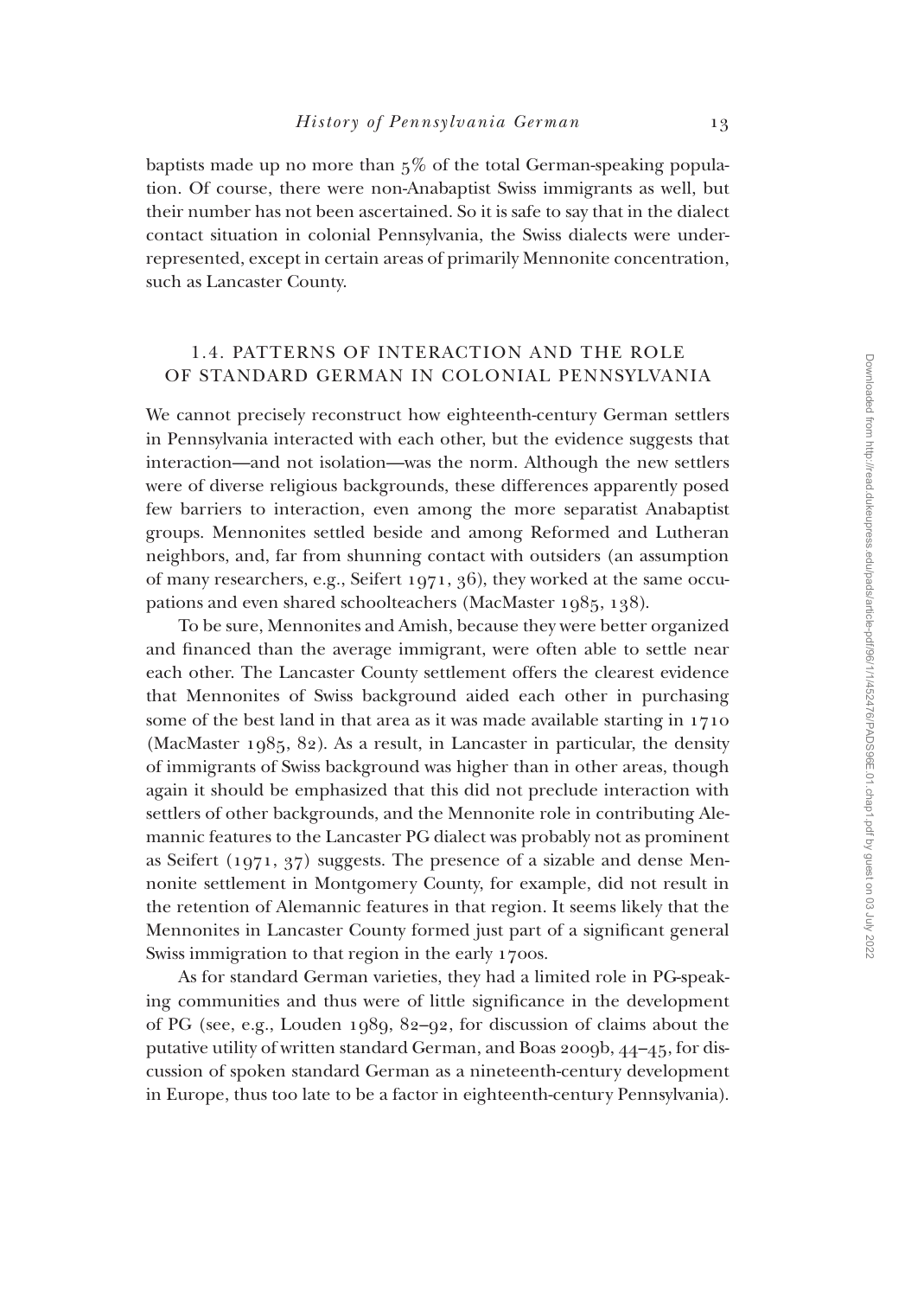baptists made up no more than 5% of the total German-speaking population. Of course, there were non-Anabaptist Swiss immigrants as well, but their number has not been ascertained. So it is safe to say that in the dialect contact situation in colonial Pennsylvania, the Swiss dialects were underrepresented, except in certain areas of primarily Mennonite concentration, such as Lancaster County.

## 1.4. PATTERNS OF INTERACTION AND THE ROLE OF STANDARD GERMAN IN COLONIAL PENNSYLVANIA

We cannot precisely reconstruct how eighteenth-century German settlers in Pennsylvania interacted with each other, but the evidence suggests that interaction—and not isolation—was the norm. Although the new settlers were of diverse religious backgrounds, these differences apparently posed few barriers to interaction, even among the more separatist Anabaptist groups. Mennonites settled beside and among Reformed and Lutheran neighbors, and, far from shunning contact with outsiders (an assumption of many researchers, e.g., Seifert 1971, 36), they worked at the same occupations and even shared schoolteachers (MacMaster 1985, 138).

To be sure, Mennonites and Amish, because they were better organized and financed than the average immigrant, were often able to settle near each other. The Lancaster County settlement offers the clearest evidence that Mennonites of Swiss background aided each other in purchasing some of the best land in that area as it was made available starting in 1710 (MacMaster 1985, 82). As a result, in Lancaster in particular, the density of immigrants of Swiss background was higher than in other areas, though again it should be emphasized that this did not preclude interaction with settlers of other backgrounds, and the Mennonite role in contributing Alemannic features to the Lancaster PG dialect was probably not as prominent as Seifert (1971, 37) suggests. The presence of a sizable and dense Mennonite settlement in Montgomery County, for example, did not result in the retention of Alemannic features in that region. It seems likely that the Mennonites in Lancaster County formed just part of a significant general Swiss immigration to that region in the early 1700s.

As for standard German varieties, they had a limited role in PG-speaking communities and thus were of little significance in the development of PG (see, e.g., Louden 1989, 82–92, for discussion of claims about the putative utility of written standard German, and Boas 2009b, 44–45, for discussion of spoken standard German as a nineteenth-century development in Europe, thus too late to be a factor in eighteenth-century Pennsylvania).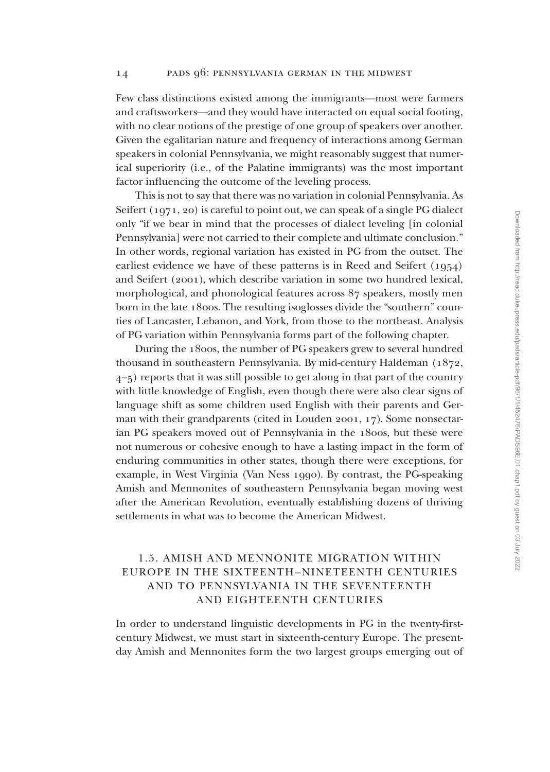Few class distinctions existed among the immigrants—most were farmers and craftsworkers—and they would have interacted on equal social footing, with no clear notions of the prestige of one group of speakers over another. Given the egalitarian nature and frequency of interactions among German speakers in colonial Pennsylvania, we might reasonably suggest that numerical superiority (i.e., of the Palatine immigrants) was the most important factor influencing the outcome of the leveling process.

This is not to say that there was no variation in colonial Pennsylvania. As Seifert (1971, 20) is careful to point out, we can speak of a single PG dialect only "if we bear in mind that the processes of dialect leveling [in colonial Pennsylvania] were not carried to their complete and ultimate conclusion." In other words, regional variation has existed in PG from the outset. The earliest evidence we have of these patterns is in Reed and Seifert (1954) and Seifert (2001), which describe variation in some two hundred lexical, morphological, and phonological features across 87 speakers, mostly men born in the late 1800s. The resulting isoglosses divide the "southern" counties of Lancaster, Lebanon, and York, from those to the northeast. Analysis of PG variation within Pennsylvania forms part of the following chapter.

During the 1800s, the number of PG speakers grew to several hundred thousand in southeastern Pennsylvania. By mid-century Haldeman (1872, 4–5) reports that it was still possible to get along in that part of the country with little knowledge of English, even though there were also clear signs of language shift as some children used English with their parents and German with their grandparents (cited in Louden 2001, 17). Some nonsectarian PG speakers moved out of Pennsylvania in the 1800s, but these were not numerous or cohesive enough to have a lasting impact in the form of enduring communities in other states, though there were exceptions, for example, in West Virginia (Van Ness 1990). By contrast, the PG-speaking Amish and Mennonites of southeastern Pennsylvania began moving west after the American Revolution, eventually establishing dozens of thriving settlements in what was to become the American Midwest.

## 1.5. Amish and Mennonite Migration within Europe in the Sixteenth–Nineteenth Centuries and to Pennsylvania in the Seventeenth and Eighteenth Centuries

In order to understand linguistic developments in PG in the twenty-first-century Midwest, we must start in sixteenth-century Europe. The present-day Amish and Mennonites form the two largest groups emerging out of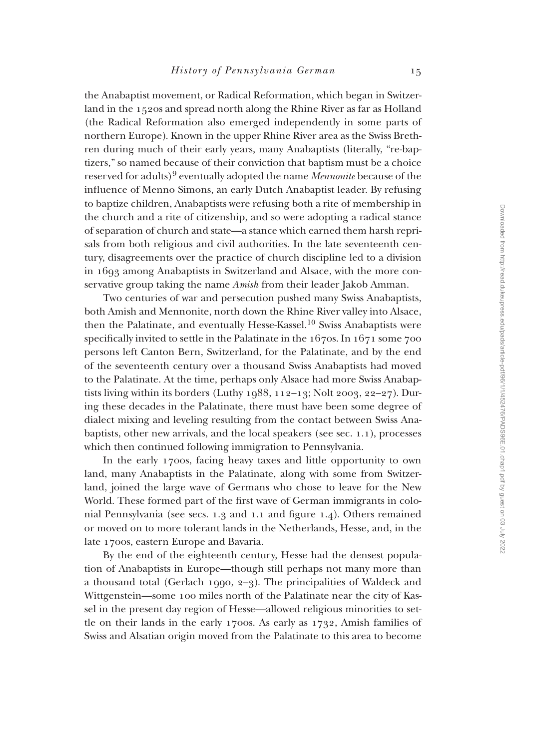the Anabaptist movement, or Radical Reformation, which began in Switzerland in the 1520s and spread north along the Rhine River as far as Holland (the Radical Reformation also emerged independently in some parts of northern Europe). Known in the upper Rhine River area as the Swiss Brethren during much of their early years, many Anabaptists (literally, "re-baptizers," so named because of their conviction that baptism must be a choice reserved for adults)[9] eventually adopted the name *Mennonite* because of the influence of Menno Simons, an early Dutch Anabaptist leader. By refusing to baptize children, Anabaptists were refusing both a rite of membership in the church and a rite of citizenship, and so were adopting a radical stance of separation of church and state—a stance which earned them harsh reprisals from both religious and civil authorities. In the late seventeenth century, disagreements over the practice of church discipline led to a division in 1693 among Anabaptists in Switzerland and Alsace, with the more conservative group taking the name *Amish* from their leader Jakob Amman.

Two centuries of war and persecution pushed many Swiss Anabaptists, both Amish and Mennonite, north down the Rhine River valley into Alsace, then the Palatinate, and eventually Hesse-Kassel.[10] Swiss Anabaptists were specifically invited to settle in the Palatinate in the 1670s. In 1671 some 700 persons left Canton Bern, Switzerland, for the Palatinate, and by the end of the seventeenth century over a thousand Swiss Anabaptists had moved to the Palatinate. At the time, perhaps only Alsace had more Swiss Anabaptists living within its borders (Luthy 1988, 112–13; Nolt 2003, 22–27). During these decades in the Palatinate, there must have been some degree of dialect mixing and leveling resulting from the contact between Swiss Anabaptists, other new arrivals, and the local speakers (see sec. 1.1), processes which then continued following immigration to Pennsylvania.

In the early 1700s, facing heavy taxes and little opportunity to own land, many Anabaptists in the Palatinate, along with some from Switzerland, joined the large wave of Germans who chose to leave for the New World. These formed part of the first wave of German immigrants in colonial Pennsylvania (see secs. 1.3 and 1.1 and figure 1.4). Others remained or moved on to more tolerant lands in the Netherlands, Hesse, and, in the late 1700s, eastern Europe and Bavaria.

By the end of the eighteenth century, Hesse had the densest population of Anabaptists in Europe—though still perhaps not many more than a thousand total (Gerlach 1990, 2–3). The principalities of Waldeck and Wittgenstein—some 100 miles north of the Palatinate near the city of Kassel in the present day region of Hesse—allowed religious minorities to settle on their lands in the early 1700s. As early as 1732, Amish families of Swiss and Alsatian origin moved from the Palatinate to this area to become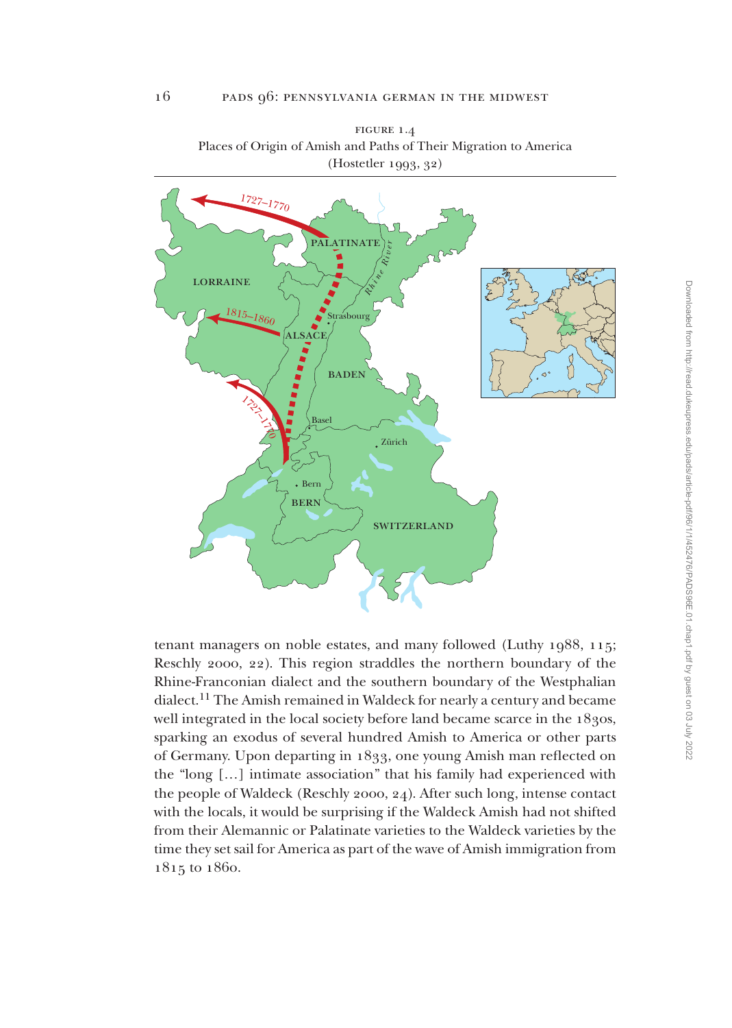FIGURE 1.4
Places of Origin of Amish and Paths of Their Migration to America
(Hostetler 1993, 32)

tenant managers on noble estates, and many followed (Luthy 1988, 115; Reschly 2000, 22). This region straddles the northern boundary of the Rhine-Franconian dialect and the southern boundary of the Westphalian dialect.[11] The Amish remained in Waldeck for nearly a century and became well integrated in the local society before land became scarce in the 1830s, sparking an exodus of several hundred Amish to America or other parts of Germany. Upon departing in 1833, one young Amish man reflected on the "long [...] intimate association" that his family had experienced with the people of Waldeck (Reschly 2000, 24). After such long, intense contact with the locals, it would be surprising if the Waldeck Amish had not shifted from their Alemannic or Palatinate varieties to the Waldeck varieties by the time they set sail for America as part of the wave of Amish immigration from 1815 to 1860.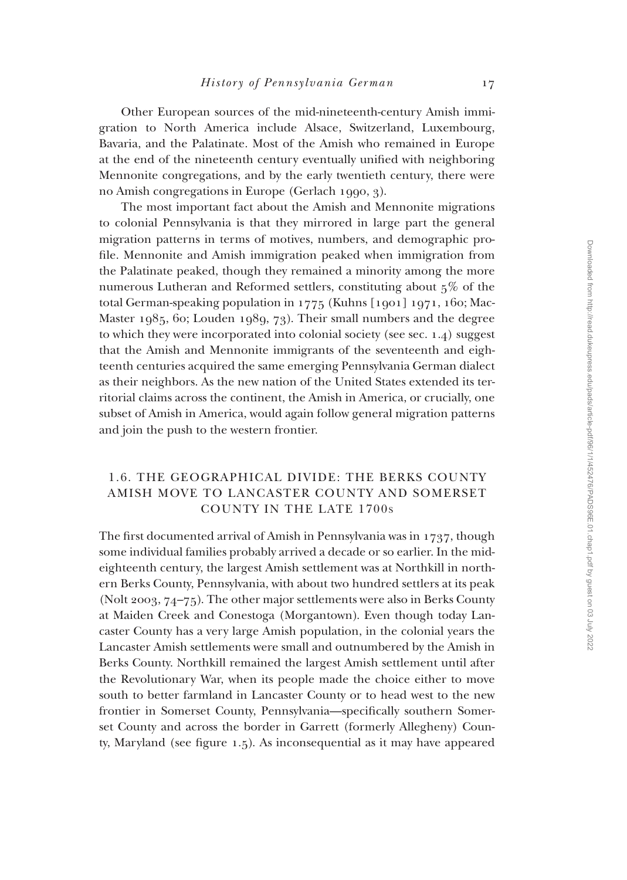Other European sources of the mid-nineteenth-century Amish immigration to North America include Alsace, Switzerland, Luxembourg, Bavaria, and the Palatinate. Most of the Amish who remained in Europe at the end of the nineteenth century eventually unified with neighboring Mennonite congregations, and by the early twentieth century, there were no Amish congregations in Europe (Gerlach 1990, 3).

The most important fact about the Amish and Mennonite migrations to colonial Pennsylvania is that they mirrored in large part the general migration patterns in terms of motives, numbers, and demographic profile. Mennonite and Amish immigration peaked when immigration from the Palatinate peaked, though they remained a minority among the more numerous Lutheran and Reformed settlers, constituting about 5% of the total German-speaking population in 1775 (Kuhns [1901] 1971, 160; MacMaster 1985, 60; Louden 1989, 73). Their small numbers and the degree to which they were incorporated into colonial society (see sec. 1.4) suggest that the Amish and Mennonite immigrants of the seventeenth and eighteenth centuries acquired the same emerging Pennsylvania German dialect as their neighbors. As the new nation of the United States extended its territorial claims across the continent, the Amish in America, or crucially, one subset of Amish in America, would again follow general migration patterns and join the push to the western frontier.

## 1.6. THE GEOGRAPHICAL DIVIDE: THE BERKS COUNTY AMISH MOVE TO LANCASTER COUNTY AND SOMERSET COUNTY IN THE LATE 1700s

The first documented arrival of Amish in Pennsylvania was in 1737, though some individual families probably arrived a decade or so earlier. In the mid-eighteenth century, the largest Amish settlement was at Northkill in northern Berks County, Pennsylvania, with about two hundred settlers at its peak (Nolt 2003, 74–75). The other major settlements were also in Berks County at Maiden Creek and Conestoga (Morgantown). Even though today Lancaster County has a very large Amish population, in the colonial years the Lancaster Amish settlements were small and outnumbered by the Amish in Berks County. Northkill remained the largest Amish settlement until after the Revolutionary War, when its people made the choice either to move south to better farmland in Lancaster County or to head west to the new frontier in Somerset County, Pennsylvania—specifically southern Somerset County and across the border in Garrett (formerly Allegheny) County, Maryland (see figure 1.5). As inconsequential as it may have appeared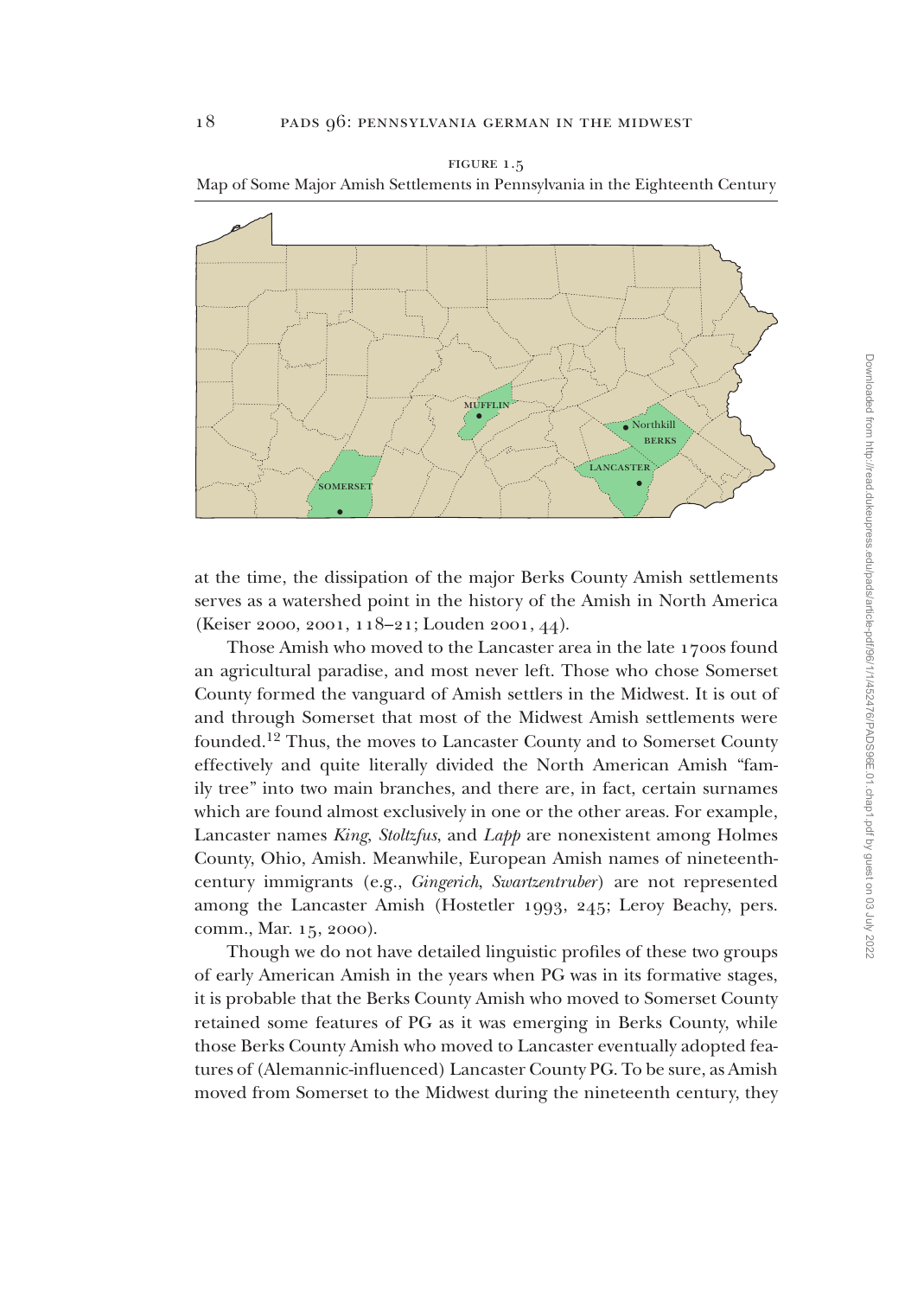FIGURE 1.5

Map of Some Major Amish Settlements in Pennsylvania in the Eighteenth Century

MUFFLIN

Northkill

BERKS

LANCASTER

SOMERSET

at the time, the dissipation of the major Berks County Amish settlements serves as a watershed point in the history of the Amish in North America (Keiser 2000, 2001, 118–21; Louden 2001, 44).

Those Amish who moved to the Lancaster area in the late 1700s found an agricultural paradise, and most never left. Those who chose Somerset County formed the vanguard of Amish settlers in the Midwest. It is out of and through Somerset that most of the Midwest Amish settlements were founded.[12] Thus, the moves to Lancaster County and to Somerset County effectively and quite literally divided the North American Amish "family tree" into two main branches, and there are, in fact, certain surnames which are found almost exclusively in one or the other areas. For example, Lancaster names *King*, *Stoltzfus*, and *Lapp* are nonexistent among Holmes County, Ohio, Amish. Meanwhile, European Amish names of nineteenth-century immigrants (e.g., *Gingerich*, *Swartzentruber*) are not represented among the Lancaster Amish (Hostetler 1993, 245; Leroy Beachy, pers. comm., Mar. 15, 2000).

Though we do not have detailed linguistic profiles of these two groups of early American Amish in the years when PG was in its formative stages, it is probable that the Berks County Amish who moved to Somerset County retained some features of PG as it was emerging in Berks County, while those Berks County Amish who moved to Lancaster eventually adopted features of (Alemannic-influenced) Lancaster County PG. To be sure, as Amish moved from Somerset to the Midwest during the nineteenth century, they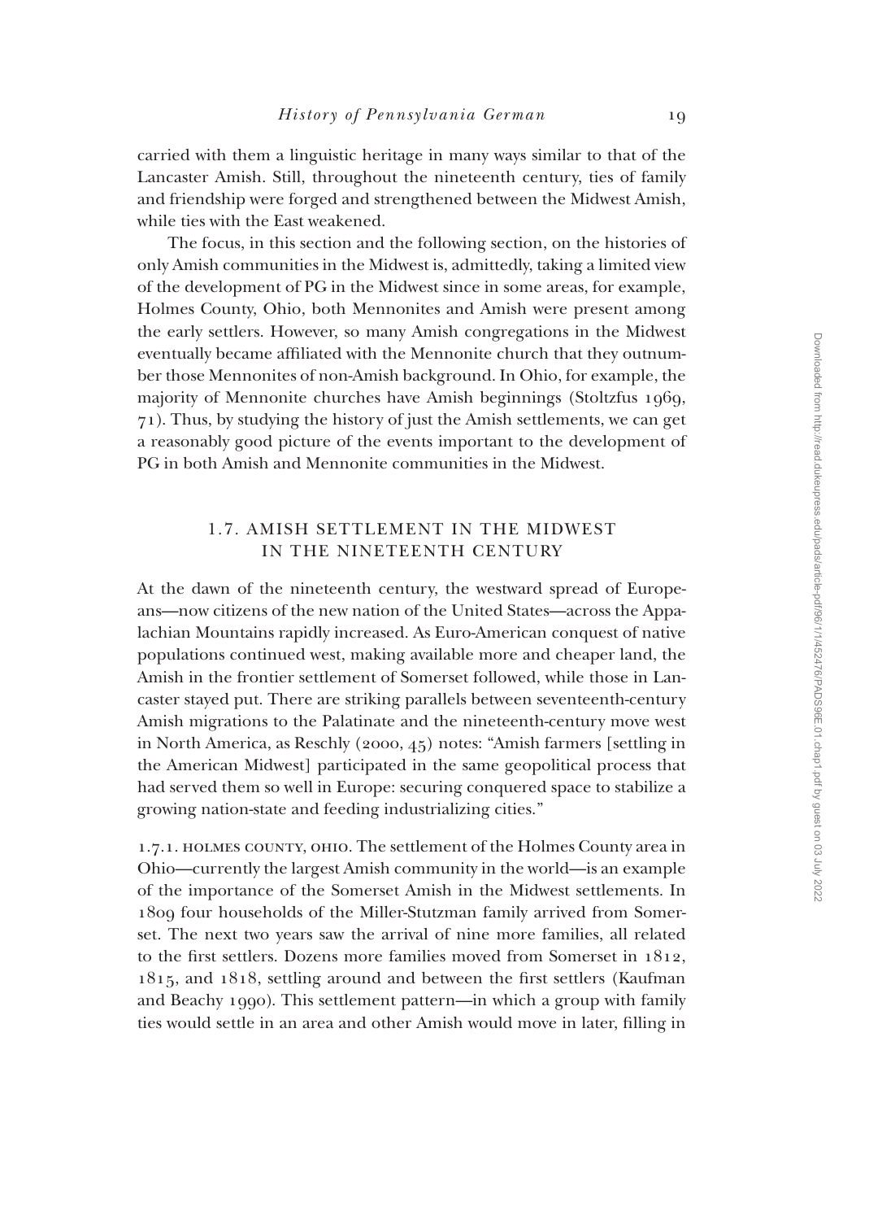carried with them a linguistic heritage in many ways similar to that of the Lancaster Amish. Still, throughout the nineteenth century, ties of family and friendship were forged and strengthened between the Midwest Amish, while ties with the East weakened.

The focus, in this section and the following section, on the histories of only Amish communities in the Midwest is, admittedly, taking a limited view of the development of PG in the Midwest since in some areas, for example, Holmes County, Ohio, both Mennonites and Amish were present among the early settlers. However, so many Amish congregations in the Midwest eventually became affiliated with the Mennonite church that they outnumber those Mennonites of non-Amish background. In Ohio, for example, the majority of Mennonite churches have Amish beginnings (Stoltzfus 1969, 71). Thus, by studying the history of just the Amish settlements, we can get a reasonably good picture of the events important to the development of PG in both Amish and Mennonite communities in the Midwest.

## 1.7. AMISH SETTLEMENT IN THE MIDWEST IN THE NINETEENTH CENTURY

At the dawn of the nineteenth century, the westward spread of Europeans—now citizens of the new nation of the United States—across the Appalachian Mountains rapidly increased. As Euro-American conquest of native populations continued west, making available more and cheaper land, the Amish in the frontier settlement of Somerset followed, while those in Lancaster stayed put. There are striking parallels between seventeenth-century Amish migrations to the Palatinate and the nineteenth-century move west in North America, as Reschly (2000, 45) notes: "Amish farmers [settling in the American Midwest] participated in the same geopolitical process that had served them so well in Europe: securing conquered space to stabilize a growing nation-state and feeding industrializing cities."

1.7.1. HOLMES COUNTY, OHIO. The settlement of the Holmes County area in Ohio—currently the largest Amish community in the world—is an example of the importance of the Somerset Amish in the Midwest settlements. In 1809 four households of the Miller-Stutzman family arrived from Somerset. The next two years saw the arrival of nine more families, all related to the first settlers. Dozens more families moved from Somerset in 1812, 1815, and 1818, settling around and between the first settlers (Kaufman and Beachy 1990). This settlement pattern—in which a group with family ties would settle in an area and other Amish would move in later, filling in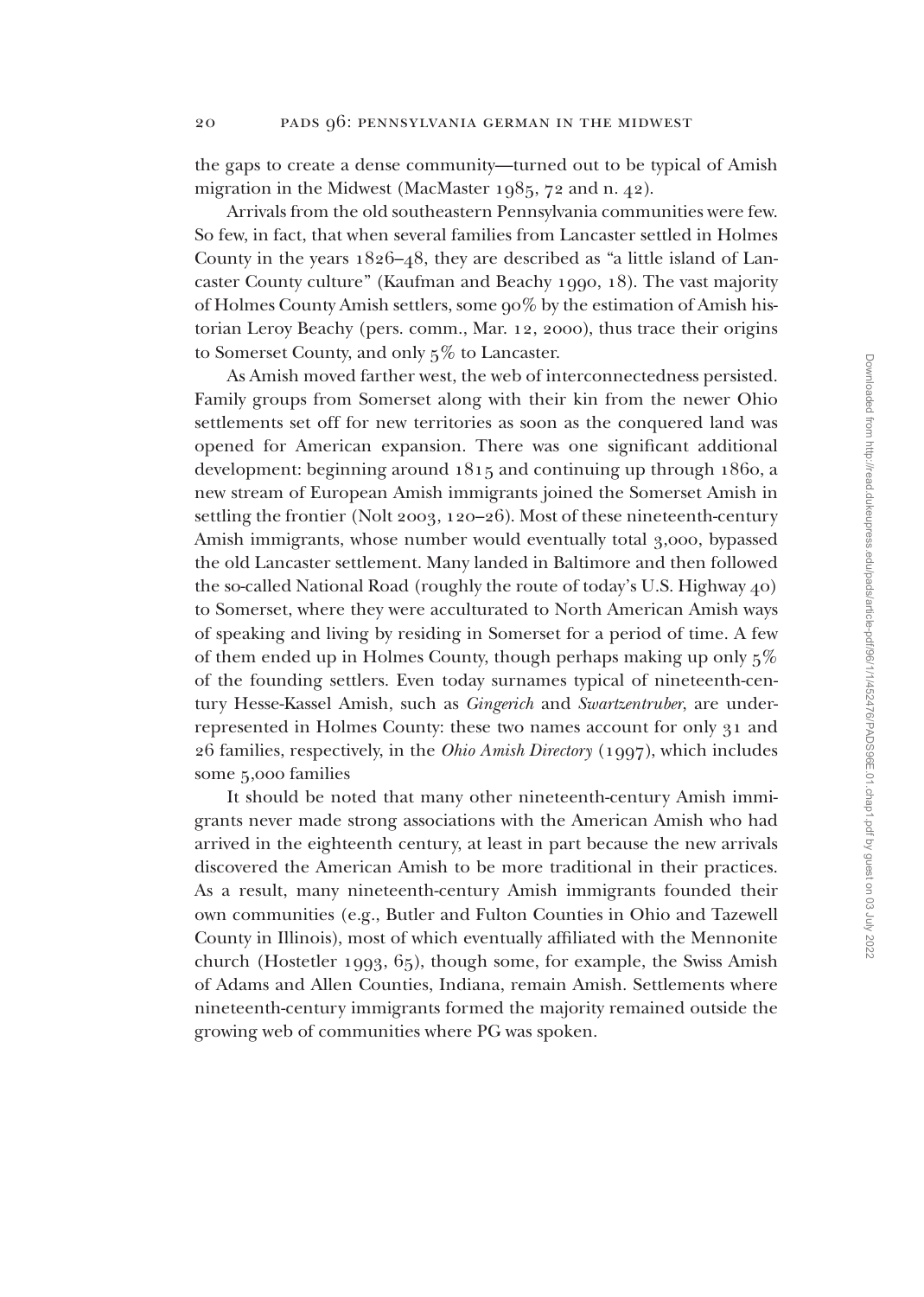the gaps to create a dense community—turned out to be typical of Amish migration in the Midwest (MacMaster 1985, 72 and n. 42).

Arrivals from the old southeastern Pennsylvania communities were few. So few, in fact, that when several families from Lancaster settled in Holmes County in the years 1826–48, they are described as "a little island of Lancaster County culture" (Kaufman and Beachy 1990, 18). The vast majority of Holmes County Amish settlers, some 90% by the estimation of Amish historian Leroy Beachy (pers. comm., Mar. 12, 2000), thus trace their origins to Somerset County, and only 5% to Lancaster.

As Amish moved farther west, the web of interconnectedness persisted. Family groups from Somerset along with their kin from the newer Ohio settlements set off for new territories as soon as the conquered land was opened for American expansion. There was one significant additional development: beginning around 1815 and continuing up through 1860, a new stream of European Amish immigrants joined the Somerset Amish in settling the frontier (Nolt 2003, 120–26). Most of these nineteenth-century Amish immigrants, whose number would eventually total 3,000, bypassed the old Lancaster settlement. Many landed in Baltimore and then followed the so-called National Road (roughly the route of today's U.S. Highway 40) to Somerset, where they were acculturated to North American Amish ways of speaking and living by residing in Somerset for a period of time. A few of them ended up in Holmes County, though perhaps making up only 5% of the founding settlers. Even today surnames typical of nineteenth-century Hesse-Kassel Amish, such as *Gingerich* and *Swartzentruber*, are underrepresented in Holmes County: these two names account for only 31 and 26 families, respectively, in the *Ohio Amish Directory* (1997), which includes some 5,000 families

It should be noted that many other nineteenth-century Amish immigrants never made strong associations with the American Amish who had arrived in the eighteenth century, at least in part because the new arrivals discovered the American Amish to be more traditional in their practices. As a result, many nineteenth-century Amish immigrants founded their own communities (e.g., Butler and Fulton Counties in Ohio and Tazewell County in Illinois), most of which eventually affiliated with the Mennonite church (Hostetler 1993, 65), though some, for example, the Swiss Amish of Adams and Allen Counties, Indiana, remain Amish. Settlements where nineteenth-century immigrants formed the majority remained outside the growing web of communities where PG was spoken.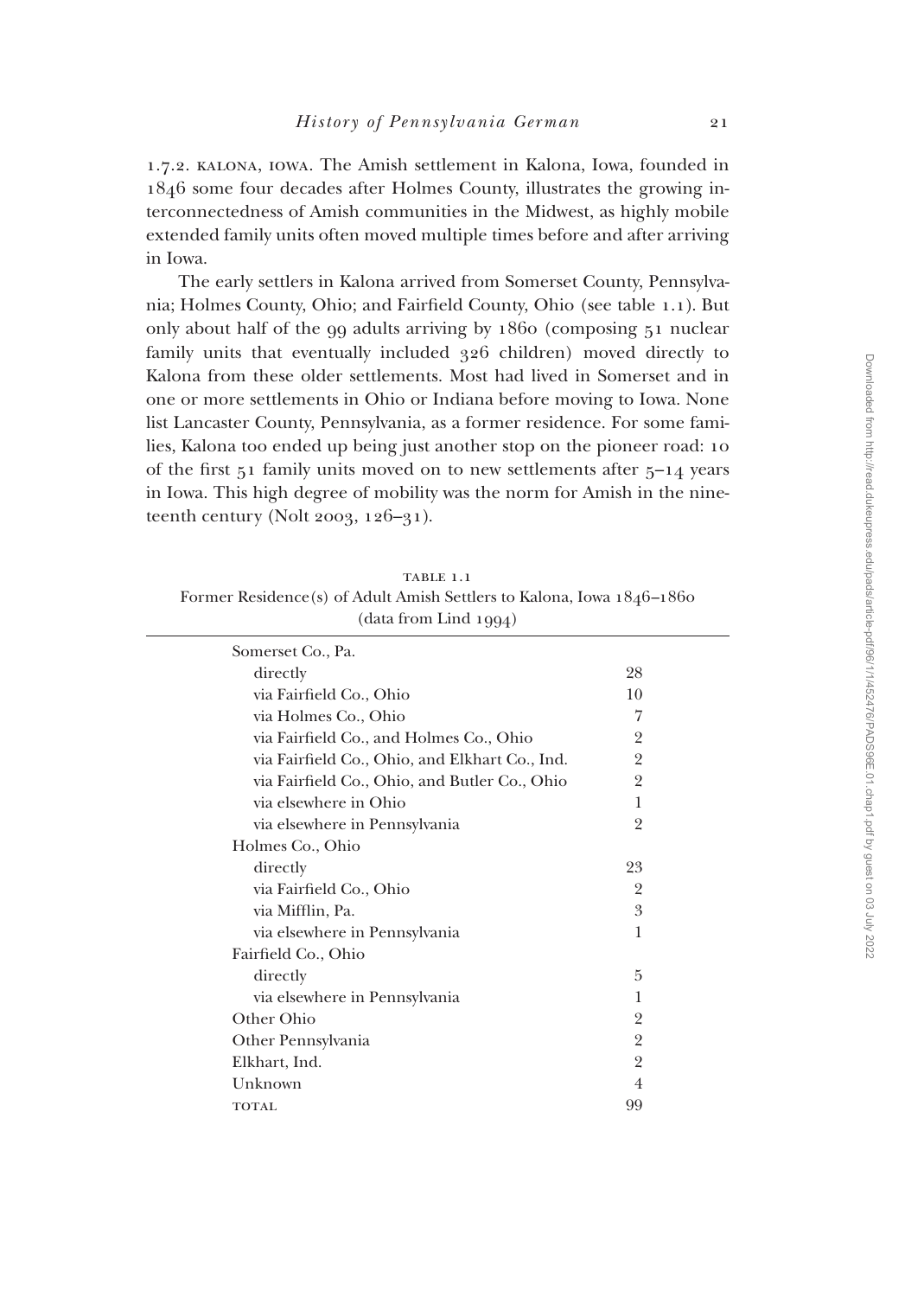1.7.2. KALONA, IOWA. The Amish settlement in Kalona, Iowa, founded in 1846 some four decades after Holmes County, illustrates the growing interconnectedness of Amish communities in the Midwest, as highly mobile extended family units often moved multiple times before and after arriving in Iowa.

The early settlers in Kalona arrived from Somerset County, Pennsylvania; Holmes County, Ohio; and Fairfield County, Ohio (see table 1.1). But only about half of the 99 adults arriving by 1860 (composing 51 nuclear family units that eventually included 326 children) moved directly to Kalona from these older settlements. Most had lived in Somerset and in one or more settlements in Ohio or Indiana before moving to Iowa. None list Lancaster County, Pennsylvania, as a former residence. For some families, Kalona too ended up being just another stop on the pioneer road: 10 of the first 51 family units moved on to new settlements after 5–14 years in Iowa. This high degree of mobility was the norm for Amish in the nineteenth century (Nolt 2003, 126–31).

TABLE 1.1
Former Residence(s) of Adult Amish Settlers to Kalona, Iowa 1846–1860
(data from Lind 1994)

| | |
|---|---|
| Somerset Co., Pa. | |
| directly | 28 |
| via Fairfield Co., Ohio | 10 |
| via Holmes Co., Ohio | 7 |
| via Fairfield Co., and Holmes Co., Ohio | 2 |
| via Fairfield Co., Ohio, and Elkhart Co., Ind. | 2 |
| via Fairfield Co., Ohio, and Butler Co., Ohio | 2 |
| via elsewhere in Ohio | 1 |
| via elsewhere in Pennsylvania | 2 |
| Holmes Co., Ohio | |
| directly | 23 |
| via Fairfield Co., Ohio | 2 |
| via Mifflin, Pa. | 3 |
| via elsewhere in Pennsylvania | 1 |
| Fairfield Co., Ohio | |
| directly | 5 |
| via elsewhere in Pennsylvania | 1 |
| Other Ohio | 2 |
| Other Pennsylvania | 2 |
| Elkhart, Ind. | 2 |
| Unknown | 4 |
| TOTAL | 99 |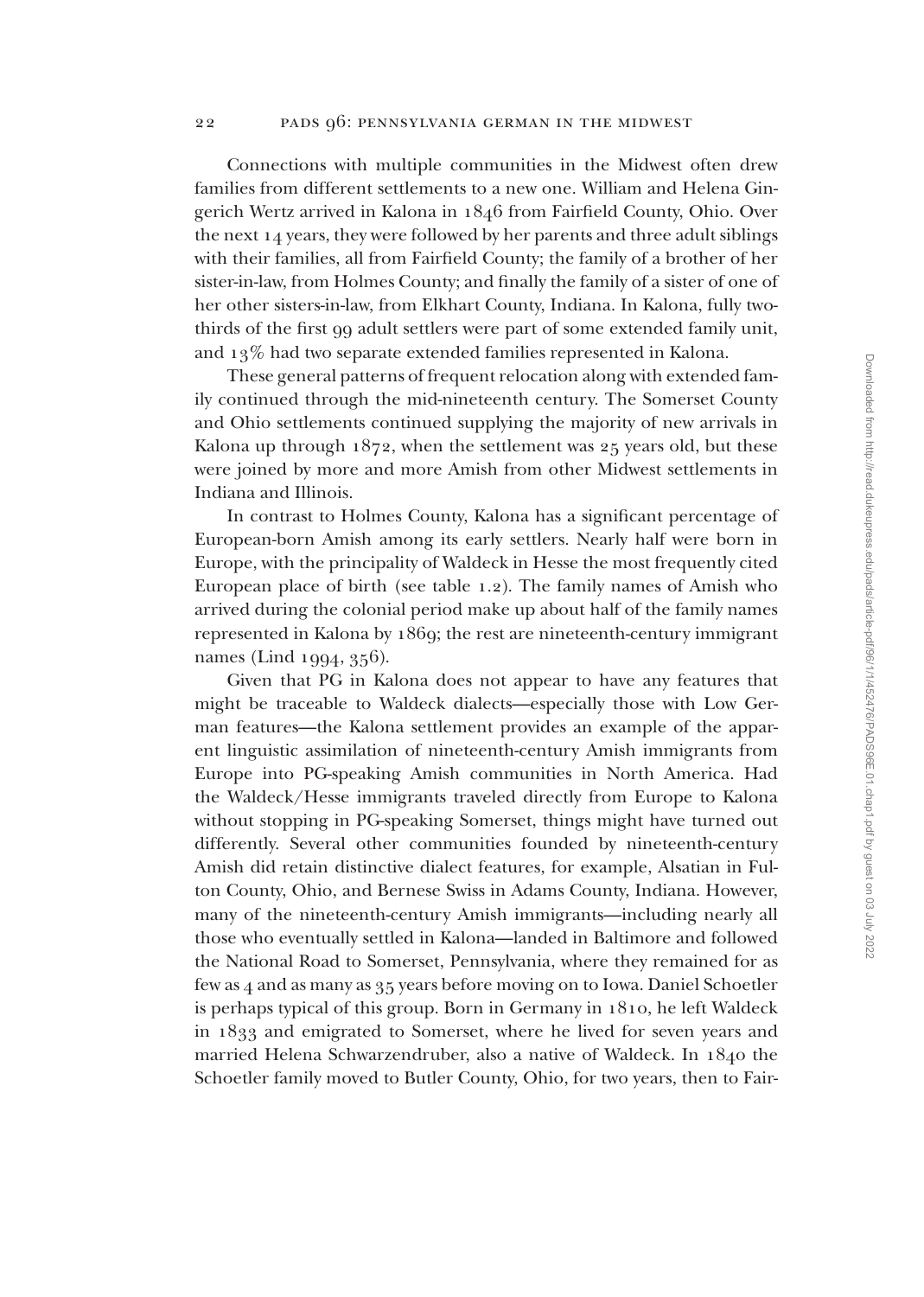Connections with multiple communities in the Midwest often drew families from different settlements to a new one. William and Helena Gingerich Wertz arrived in Kalona in 1846 from Fairfield County, Ohio. Over the next 14 years, they were followed by her parents and three adult siblings with their families, all from Fairfield County; the family of a brother of her sister-in-law, from Holmes County; and finally the family of a sister of one of her other sisters-in-law, from Elkhart County, Indiana. In Kalona, fully two-thirds of the first 99 adult settlers were part of some extended family unit, and 13% had two separate extended families represented in Kalona.

These general patterns of frequent relocation along with extended family continued through the mid-nineteenth century. The Somerset County and Ohio settlements continued supplying the majority of new arrivals in Kalona up through 1872, when the settlement was 25 years old, but these were joined by more and more Amish from other Midwest settlements in Indiana and Illinois.

In contrast to Holmes County, Kalona has a significant percentage of European-born Amish among its early settlers. Nearly half were born in Europe, with the principality of Waldeck in Hesse the most frequently cited European place of birth (see table 1.2). The family names of Amish who arrived during the colonial period make up about half of the family names represented in Kalona by 1869; the rest are nineteenth-century immigrant names (Lind 1994, 356).

Given that PG in Kalona does not appear to have any features that might be traceable to Waldeck dialects—especially those with Low German features—the Kalona settlement provides an example of the apparent linguistic assimilation of nineteenth-century Amish immigrants from Europe into PG-speaking Amish communities in North America. Had the Waldeck/Hesse immigrants traveled directly from Europe to Kalona without stopping in PG-speaking Somerset, things might have turned out differently. Several other communities founded by nineteenth-century Amish did retain distinctive dialect features, for example, Alsatian in Fulton County, Ohio, and Bernese Swiss in Adams County, Indiana. However, many of the nineteenth-century Amish immigrants—including nearly all those who eventually settled in Kalona—landed in Baltimore and followed the National Road to Somerset, Pennsylvania, where they remained for as few as 4 and as many as 35 years before moving on to Iowa. Daniel Schoetler is perhaps typical of this group. Born in Germany in 1810, he left Waldeck in 1833 and emigrated to Somerset, where he lived for seven years and married Helena Schwarzendruber, also a native of Waldeck. In 1840 the Schoetler family moved to Butler County, Ohio, for two years, then to Fair-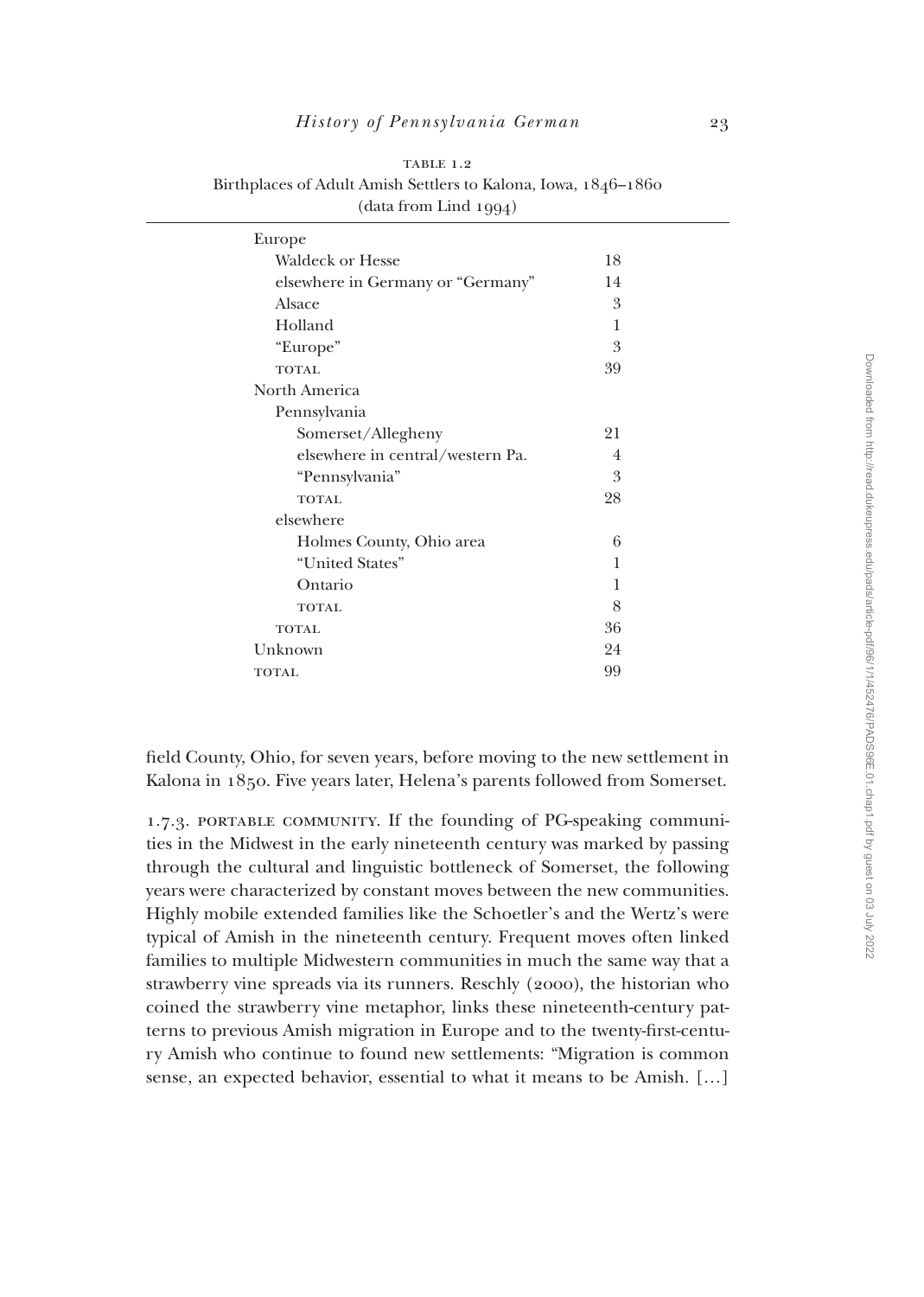TABLE 1.2
Birthplaces of Adult Amish Settlers to Kalona, Iowa, 1846–1860
(data from Lind 1994)

| | |
|---|---|
| Europe | |
| Waldeck or Hesse | 18 |
| elsewhere in Germany or "Germany" | 14 |
| Alsace | 3 |
| Holland | 1 |
| "Europe" | 3 |
| TOTAL | 39 |
| North America | |
| Pennsylvania | |
| Somerset/Allegheny | 21 |
| elsewhere in central/western Pa. | 4 |
| "Pennsylvania" | 3 |
| TOTAL | 28 |
| elsewhere | |
| Holmes County, Ohio area | 6 |
| "United States" | 1 |
| Ontario | 1 |
| TOTAL | 8 |
| TOTAL | 36 |
| Unknown | 24 |
| TOTAL | 99 |

field County, Ohio, for seven years, before moving to the new settlement in Kalona in 1850. Five years later, Helena's parents followed from Somerset.

1.7.3. PORTABLE COMMUNITY. If the founding of PG-speaking communities in the Midwest in the early nineteenth century was marked by passing through the cultural and linguistic bottleneck of Somerset, the following years were characterized by constant moves between the new communities. Highly mobile extended families like the Schoetler's and the Wertz's were typical of Amish in the nineteenth century. Frequent moves often linked families to multiple Midwestern communities in much the same way that a strawberry vine spreads via its runners. Reschly (2000), the historian who coined the strawberry vine metaphor, links these nineteenth-century patterns to previous Amish migration in Europe and to the twenty-first-century Amish who continue to found new settlements: "Migration is common sense, an expected behavior, essential to what it means to be Amish. [...]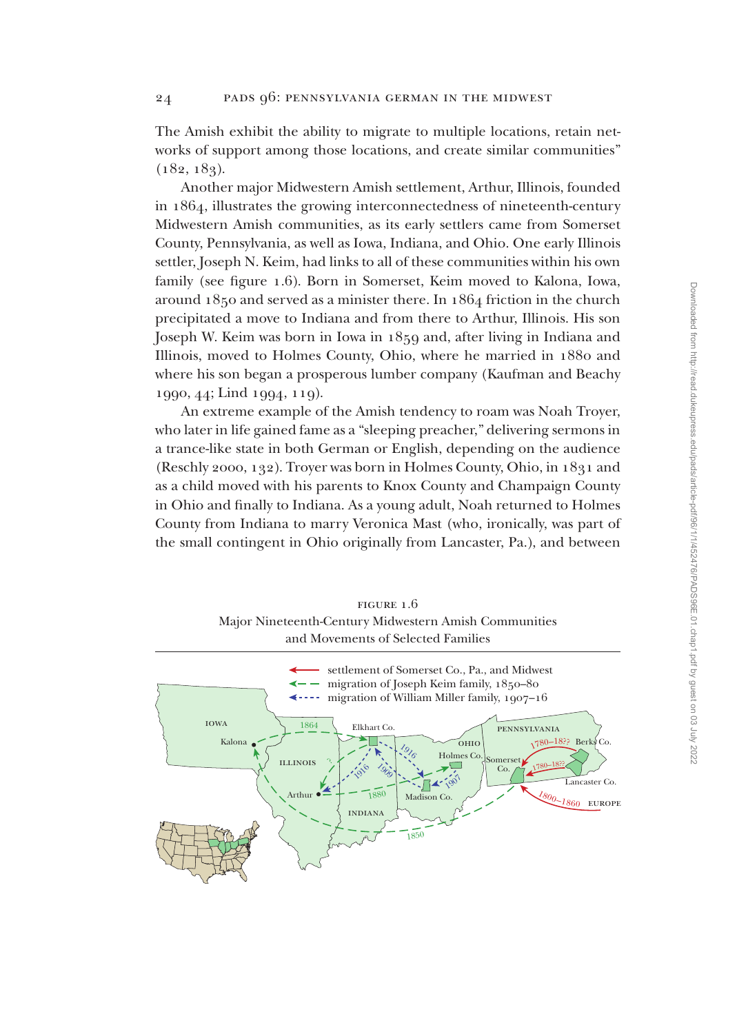The Amish exhibit the ability to migrate to multiple locations, retain networks of support among those locations, and create similar communities" (182, 183).

Another major Midwestern Amish settlement, Arthur, Illinois, founded in 1864, illustrates the growing interconnectedness of nineteenth-century Midwestern Amish communities, as its early settlers came from Somerset County, Pennsylvania, as well as Iowa, Indiana, and Ohio. One early Illinois settler, Joseph N. Keim, had links to all of these communities within his own family (see figure 1.6). Born in Somerset, Keim moved to Kalona, Iowa, around 1850 and served as a minister there. In 1864 friction in the church precipitated a move to Indiana and from there to Arthur, Illinois. His son Joseph W. Keim was born in Iowa in 1859 and, after living in Indiana and Illinois, moved to Holmes County, Ohio, where he married in 1880 and where his son began a prosperous lumber company (Kaufman and Beachy 1990, 44; Lind 1994, 119).

An extreme example of the Amish tendency to roam was Noah Troyer, who later in life gained fame as a "sleeping preacher," delivering sermons in a trance-like state in both German or English, depending on the audience (Reschly 2000, 132). Troyer was born in Holmes County, Ohio, in 1831 and as a child moved with his parents to Knox County and Champaign County in Ohio and finally to Indiana. As a young adult, Noah returned to Holmes County from Indiana to marry Veronica Mast (who, ironically, was part of the small contingent in Ohio originally from Lancaster, Pa.), and between

FIGURE 1.6
Major Nineteenth-Century Midwestern Amish Communities and Movements of Selected Families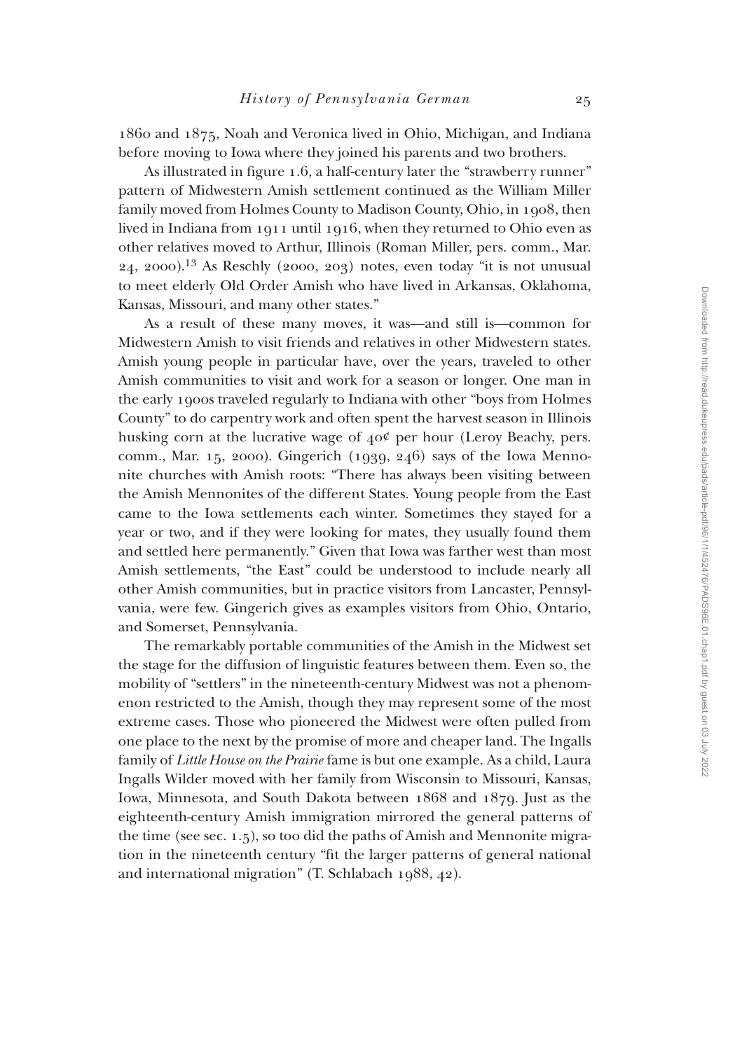1860 and 1875, Noah and Veronica lived in Ohio, Michigan, and Indiana before moving to Iowa where they joined his parents and two brothers.

As illustrated in figure 1.6, a half-century later the "strawberry runner" pattern of Midwestern Amish settlement continued as the William Miller family moved from Holmes County to Madison County, Ohio, in 1908, then lived in Indiana from 1911 until 1916, when they returned to Ohio even as other relatives moved to Arthur, Illinois (Roman Miller, pers. comm., Mar. 24, 2000).[13] As Reschly (2000, 203) notes, even today "it is not unusual to meet elderly Old Order Amish who have lived in Arkansas, Oklahoma, Kansas, Missouri, and many other states."

As a result of these many moves, it was—and still is—common for Midwestern Amish to visit friends and relatives in other Midwestern states. Amish young people in particular have, over the years, traveled to other Amish communities to visit and work for a season or longer. One man in the early 1900s traveled regularly to Indiana with other "boys from Holmes County" to do carpentry work and often spent the harvest season in Illinois husking corn at the lucrative wage of 40¢ per hour (Leroy Beachy, pers. comm., Mar. 15, 2000). Gingerich (1939, 246) says of the Iowa Mennonite churches with Amish roots: "There has always been visiting between the Amish Mennonites of the different States. Young people from the East came to the Iowa settlements each winter. Sometimes they stayed for a year or two, and if they were looking for mates, they usually found them and settled here permanently." Given that Iowa was farther west than most Amish settlements, "the East" could be understood to include nearly all other Amish communities, but in practice visitors from Lancaster, Pennsylvania, were few. Gingerich gives as examples visitors from Ohio, Ontario, and Somerset, Pennsylvania.

The remarkably portable communities of the Amish in the Midwest set the stage for the diffusion of linguistic features between them. Even so, the mobility of "settlers" in the nineteenth-century Midwest was not a phenomenon restricted to the Amish, though they may represent some of the most extreme cases. Those who pioneered the Midwest were often pulled from one place to the next by the promise of more and cheaper land. The Ingalls family of *Little House on the Prairie* fame is but one example. As a child, Laura Ingalls Wilder moved with her family from Wisconsin to Missouri, Kansas, Iowa, Minnesota, and South Dakota between 1868 and 1879. Just as the eighteenth-century Amish immigration mirrored the general patterns of the time (see sec. 1.5), so too did the paths of Amish and Mennonite migration in the nineteenth century "fit the larger patterns of general national and international migration" (T. Schlabach 1988, 42).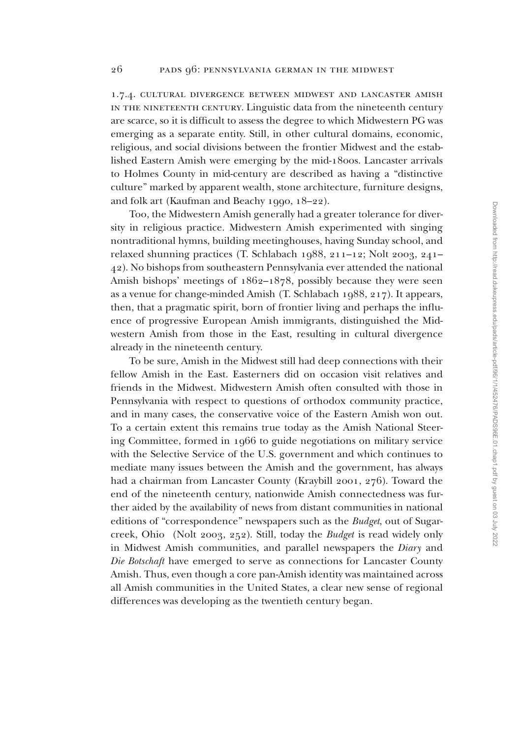1.7.4. CULTURAL DIVERGENCE BETWEEN MIDWEST AND LANCASTER AMISH IN THE NINETEENTH CENTURY. Linguistic data from the nineteenth century are scarce, so it is difficult to assess the degree to which Midwestern PG was emerging as a separate entity. Still, in other cultural domains, economic, religious, and social divisions between the frontier Midwest and the established Eastern Amish were emerging by the mid-1800s. Lancaster arrivals to Holmes County in mid-century are described as having a "distinctive culture" marked by apparent wealth, stone architecture, furniture designs, and folk art (Kaufman and Beachy 1990, 18–22).

Too, the Midwestern Amish generally had a greater tolerance for diversity in religious practice. Midwestern Amish experimented with singing nontraditional hymns, building meetinghouses, having Sunday school, and relaxed shunning practices (T. Schlabach 1988, 211–12; Nolt 2003, 241–42). No bishops from southeastern Pennsylvania ever attended the national Amish bishops' meetings of 1862–1878, possibly because they were seen as a venue for change-minded Amish (T. Schlabach 1988, 217). It appears, then, that a pragmatic spirit, born of frontier living and perhaps the influence of progressive European Amish immigrants, distinguished the Midwestern Amish from those in the East, resulting in cultural divergence already in the nineteenth century.

To be sure, Amish in the Midwest still had deep connections with their fellow Amish in the East. Easterners did on occasion visit relatives and friends in the Midwest. Midwestern Amish often consulted with those in Pennsylvania with respect to questions of orthodox community practice, and in many cases, the conservative voice of the Eastern Amish won out. To a certain extent this remains true today as the Amish National Steering Committee, formed in 1966 to guide negotiations on military service with the Selective Service of the U.S. government and which continues to mediate many issues between the Amish and the government, has always had a chairman from Lancaster County (Kraybill 2001, 276). Toward the end of the nineteenth century, nationwide Amish connectedness was further aided by the availability of news from distant communities in national editions of "correspondence" newspapers such as the *Budget*, out of Sugarcreek, Ohio (Nolt 2003, 252). Still, today the *Budget* is read widely only in Midwest Amish communities, and parallel newspapers the *Diary* and *Die Botschaft* have emerged to serve as connections for Lancaster County Amish. Thus, even though a core pan-Amish identity was maintained across all Amish communities in the United States, a clear new sense of regional differences was developing as the twentieth century began.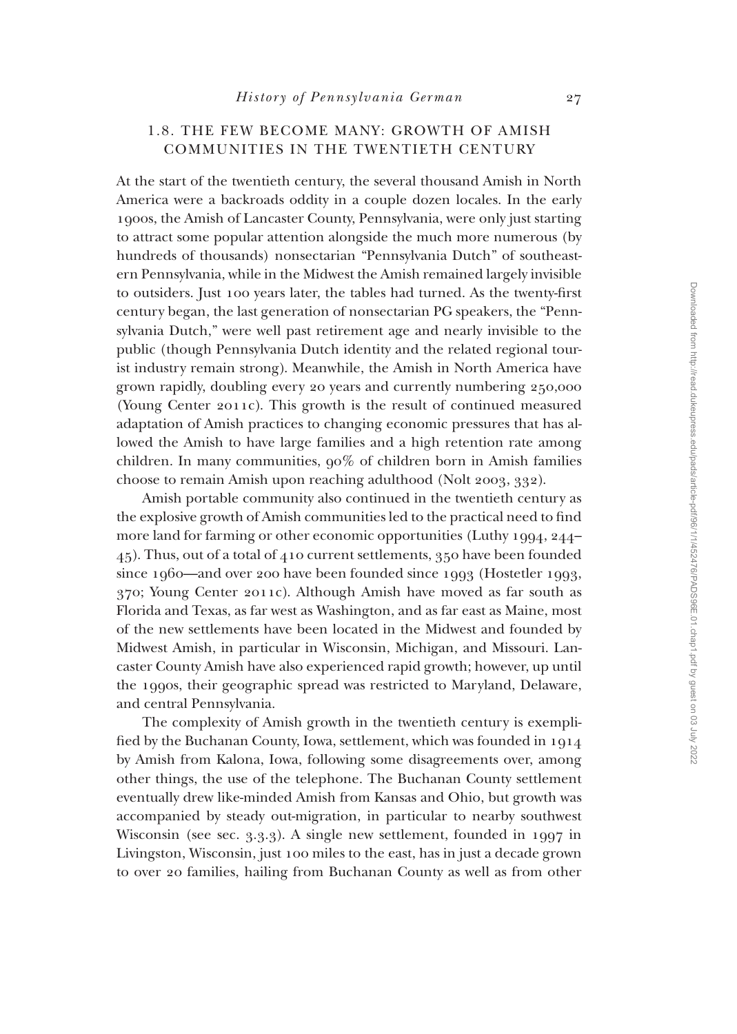## 1.8. THE FEW BECOME MANY: GROWTH OF AMISH COMMUNITIES IN THE TWENTIETH CENTURY

At the start of the twentieth century, the several thousand Amish in North America were a backroads oddity in a couple dozen locales. In the early 1900s, the Amish of Lancaster County, Pennsylvania, were only just starting to attract some popular attention alongside the much more numerous (by hundreds of thousands) nonsectarian "Pennsylvania Dutch" of southeastern Pennsylvania, while in the Midwest the Amish remained largely invisible to outsiders. Just 100 years later, the tables had turned. As the twenty-first century began, the last generation of nonsectarian PG speakers, the "Pennsylvania Dutch," were well past retirement age and nearly invisible to the public (though Pennsylvania Dutch identity and the related regional tourist industry remain strong). Meanwhile, the Amish in North America have grown rapidly, doubling every 20 years and currently numbering 250,000 (Young Center 2011c). This growth is the result of continued measured adaptation of Amish practices to changing economic pressures that has allowed the Amish to have large families and a high retention rate among children. In many communities, 90% of children born in Amish families choose to remain Amish upon reaching adulthood (Nolt 2003, 332).

Amish portable community also continued in the twentieth century as the explosive growth of Amish communities led to the practical need to find more land for farming or other economic opportunities (Luthy 1994, 244–45). Thus, out of a total of 410 current settlements, 350 have been founded since 1960—and over 200 have been founded since 1993 (Hostetler 1993, 370; Young Center 2011c). Although Amish have moved as far south as Florida and Texas, as far west as Washington, and as far east as Maine, most of the new settlements have been located in the Midwest and founded by Midwest Amish, in particular in Wisconsin, Michigan, and Missouri. Lancaster County Amish have also experienced rapid growth; however, up until the 1990s, their geographic spread was restricted to Maryland, Delaware, and central Pennsylvania.

The complexity of Amish growth in the twentieth century is exemplified by the Buchanan County, Iowa, settlement, which was founded in 1914 by Amish from Kalona, Iowa, following some disagreements over, among other things, the use of the telephone. The Buchanan County settlement eventually drew like-minded Amish from Kansas and Ohio, but growth was accompanied by steady out-migration, in particular to nearby southwest Wisconsin (see sec. 3.3.3). A single new settlement, founded in 1997 in Livingston, Wisconsin, just 100 miles to the east, has in just a decade grown to over 20 families, hailing from Buchanan County as well as from other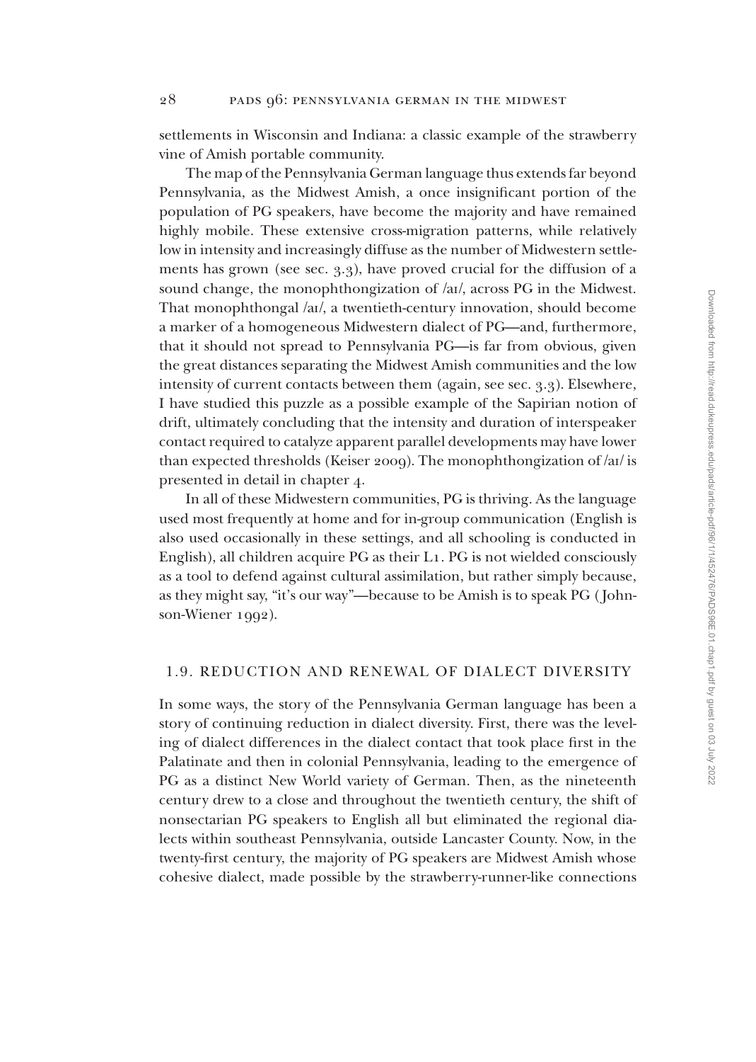settlements in Wisconsin and Indiana: a classic example of the strawberry vine of Amish portable community.

The map of the Pennsylvania German language thus extends far beyond Pennsylvania, as the Midwest Amish, a once insignificant portion of the population of PG speakers, have become the majority and have remained highly mobile. These extensive cross-migration patterns, while relatively low in intensity and increasingly diffuse as the number of Midwestern settlements has grown (see sec. 3.3), have proved crucial for the diffusion of a sound change, the monophthongization of /aɪ/, across PG in the Midwest. That monophthongal /aɪ/, a twentieth-century innovation, should become a marker of a homogeneous Midwestern dialect of PG—and, furthermore, that it should not spread to Pennsylvania PG—is far from obvious, given the great distances separating the Midwest Amish communities and the low intensity of current contacts between them (again, see sec. 3.3). Elsewhere, I have studied this puzzle as a possible example of the Sapirian notion of drift, ultimately concluding that the intensity and duration of interspeaker contact required to catalyze apparent parallel developments may have lower than expected thresholds (Keiser 2009). The monophthongization of /aɪ/ is presented in detail in chapter 4.

In all of these Midwestern communities, PG is thriving. As the language used most frequently at home and for in-group communication (English is also used occasionally in these settings, and all schooling is conducted in English), all children acquire PG as their L1. PG is not wielded consciously as a tool to defend against cultural assimilation, but rather simply because, as they might say, "it's our way"—because to be Amish is to speak PG (Johnson-Wiener 1992).

## 1.9. REDUCTION AND RENEWAL OF DIALECT DIVERSITY

In some ways, the story of the Pennsylvania German language has been a story of continuing reduction in dialect diversity. First, there was the leveling of dialect differences in the dialect contact that took place first in the Palatinate and then in colonial Pennsylvania, leading to the emergence of PG as a distinct New World variety of German. Then, as the nineteenth century drew to a close and throughout the twentieth century, the shift of nonsectarian PG speakers to English all but eliminated the regional dialects within southeast Pennsylvania, outside Lancaster County. Now, in the twenty-first century, the majority of PG speakers are Midwest Amish whose cohesive dialect, made possible by the strawberry-runner-like connections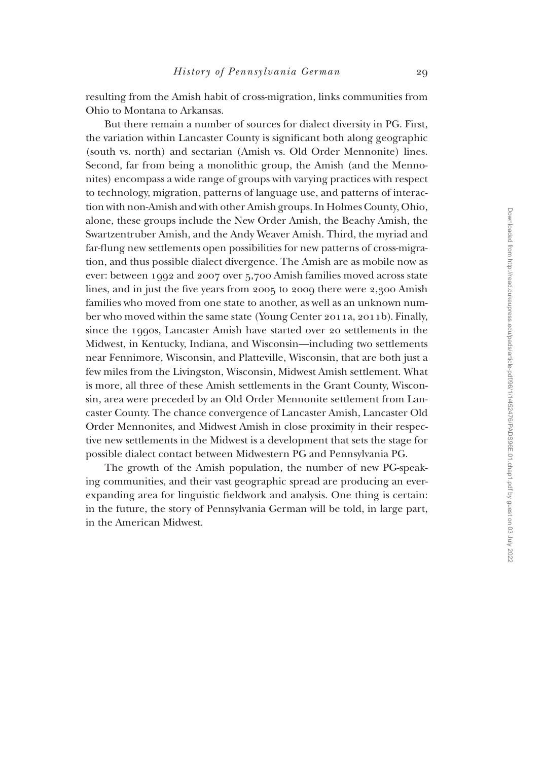resulting from the Amish habit of cross-migration, links communities from Ohio to Montana to Arkansas.

But there remain a number of sources for dialect diversity in PG. First, the variation within Lancaster County is significant both along geographic (south vs. north) and sectarian (Amish vs. Old Order Mennonite) lines. Second, far from being a monolithic group, the Amish (and the Mennonites) encompass a wide range of groups with varying practices with respect to technology, migration, patterns of language use, and patterns of interaction with non-Amish and with other Amish groups. In Holmes County, Ohio, alone, these groups include the New Order Amish, the Beachy Amish, the Swartzentruber Amish, and the Andy Weaver Amish. Third, the myriad and far-flung new settlements open possibilities for new patterns of cross-migration, and thus possible dialect divergence. The Amish are as mobile now as ever: between 1992 and 2007 over 5,700 Amish families moved across state lines, and in just the five years from 2005 to 2009 there were 2,300 Amish families who moved from one state to another, as well as an unknown number who moved within the same state (Young Center 2011a, 2011b). Finally, since the 1990s, Lancaster Amish have started over 20 settlements in the Midwest, in Kentucky, Indiana, and Wisconsin—including two settlements near Fennimore, Wisconsin, and Platteville, Wisconsin, that are both just a few miles from the Livingston, Wisconsin, Midwest Amish settlement. What is more, all three of these Amish settlements in the Grant County, Wisconsin, area were preceded by an Old Order Mennonite settlement from Lancaster County. The chance convergence of Lancaster Amish, Lancaster Old Order Mennonites, and Midwest Amish in close proximity in their respective new settlements in the Midwest is a development that sets the stage for possible dialect contact between Midwestern PG and Pennsylvania PG.

The growth of the Amish population, the number of new PG-speaking communities, and their vast geographic spread are producing an ever-expanding area for linguistic fieldwork and analysis. One thing is certain: in the future, the story of Pennsylvania German will be told, in large part, in the American Midwest.